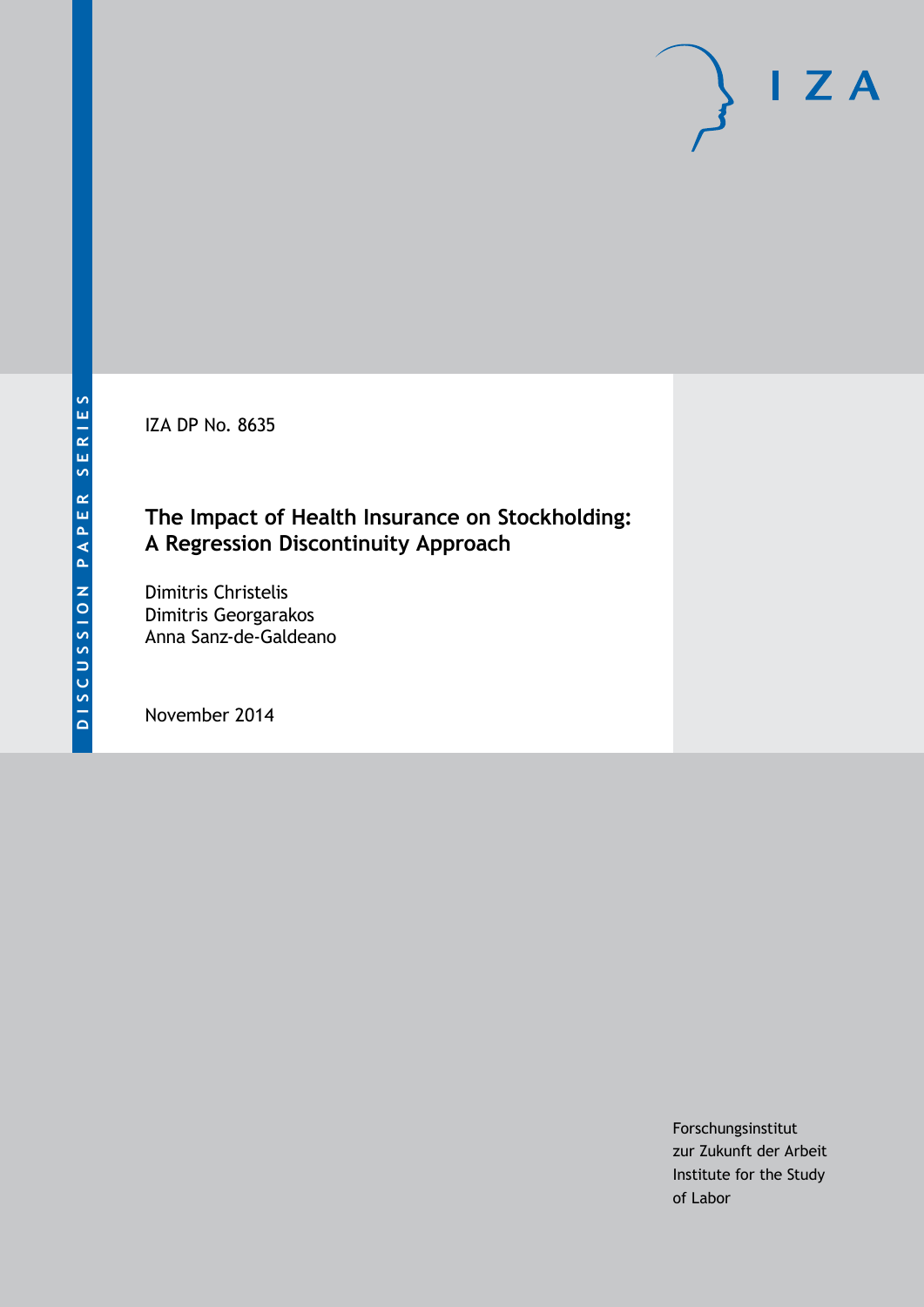DISCUSSION PAPER SERIES

IZA

IZA DP No. 8635

# The Impact of Health Insurance on Stockholding: A Regression Discontinuity Approach

Dimitris Christelis
Dimitris Georgarakos
Anna Sanz-de-Galdeano

November 2014

Forschungsinstitut
zur Zukunft der Arbeit
Institute for the Study
of Labor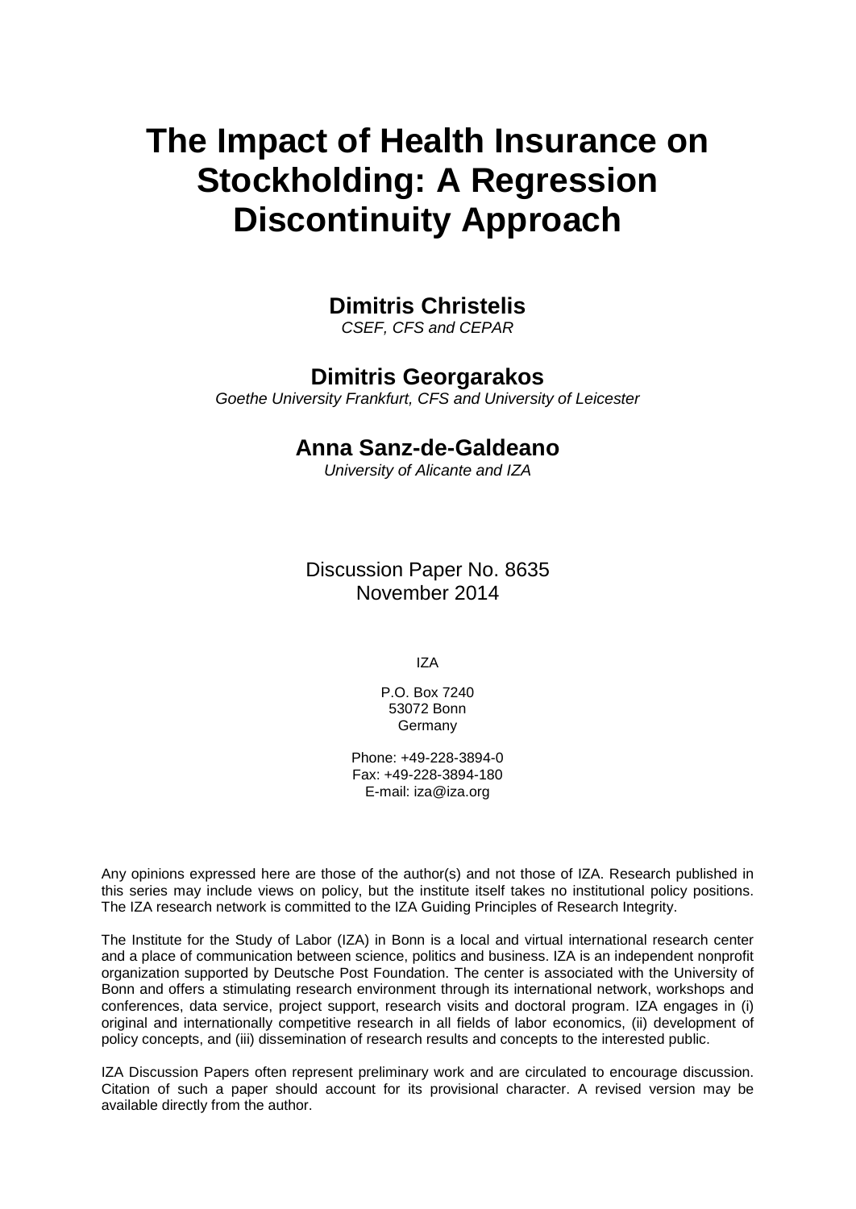# The Impact of Health Insurance on Stockholding: A Regression Discontinuity Approach

**Dimitris Christelis**

*CSEF, CFS and CEPAR*

**Dimitris Georgarakos**

*Goethe University Frankfurt, CFS and University of Leicester*

**Anna Sanz-de-Galdeano**

*University of Alicante and IZA*

Discussion Paper No. 8635
November 2014

IZA

P.O. Box 7240
53072 Bonn
Germany

Phone: +49-228-3894-0
Fax: +49-228-3894-180
E-mail: iza@iza.org

Any opinions expressed here are those of the author(s) and not those of IZA. Research published in this series may include views on policy, but the institute itself takes no institutional policy positions. The IZA research network is committed to the IZA Guiding Principles of Research Integrity.

The Institute for the Study of Labor (IZA) in Bonn is a local and virtual international research center and a place of communication between science, politics and business. IZA is an independent nonprofit organization supported by Deutsche Post Foundation. The center is associated with the University of Bonn and offers a stimulating research environment through its international network, workshops and conferences, data service, project support, research visits and doctoral program. IZA engages in (i) original and internationally competitive research in all fields of labor economics, (ii) development of policy concepts, and (iii) dissemination of research results and concepts to the interested public.

IZA Discussion Papers often represent preliminary work and are circulated to encourage discussion. Citation of such a paper should account for its provisional character. A revised version may be available directly from the author.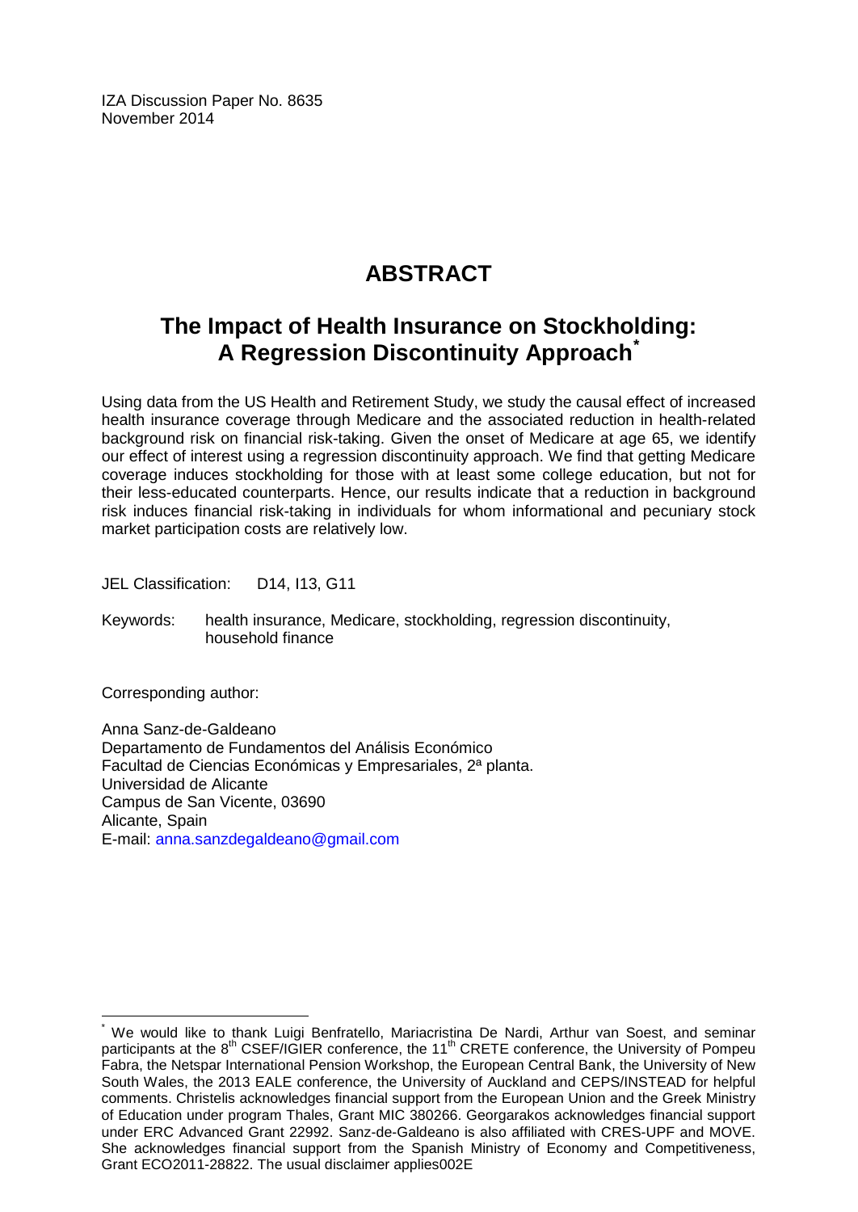IZA Discussion Paper No. 8635
November 2014

# ABSTRACT

## The Impact of Health Insurance on Stockholding: A Regression Discontinuity Approach*

Using data from the US Health and Retirement Study, we study the causal effect of increased health insurance coverage through Medicare and the associated reduction in health-related background risk on financial risk-taking. Given the onset of Medicare at age 65, we identify our effect of interest using a regression discontinuity approach. We find that getting Medicare coverage induces stockholding for those with at least some college education, but not for their less-educated counterparts. Hence, our results indicate that a reduction in background risk induces financial risk-taking in individuals for whom informational and pecuniary stock market participation costs are relatively low.

JEL Classification: D14, I13, G11

Keywords: health insurance, Medicare, stockholding, regression discontinuity, household finance

Corresponding author:

Anna Sanz-de-Galdeano
Departamento de Fundamentos del Análisis Económico
Facultad de Ciencias Económicas y Empresariales, 2ª planta.
Universidad de Alicante
Campus de San Vicente, 03690
Alicante, Spain
E-mail: anna.sanzdegaldeano@gmail.com

---

* We would like to thank Luigi Benfratello, Mariacristina De Nardi, Arthur van Soest, and seminar participants at the 8th CSEF/IGIER conference, the 11th CRETE conference, the University of Pompeu Fabra, the Netspar International Pension Workshop, the European Central Bank, the University of New South Wales, the 2013 EALE conference, the University of Auckland and CEPS/INSTEAD for helpful comments. Christelis acknowledges financial support from the European Union and the Greek Ministry of Education under program Thales, Grant MIC 380266. Georgarakos acknowledges financial support under ERC Advanced Grant 22992. Sanz-de-Galdeano is also affiliated with CRES-UPF and MOVE. She acknowledges financial support from the Spanish Ministry of Economy and Competitiveness, Grant ECO2011-28822. The usual disclaimer applies002E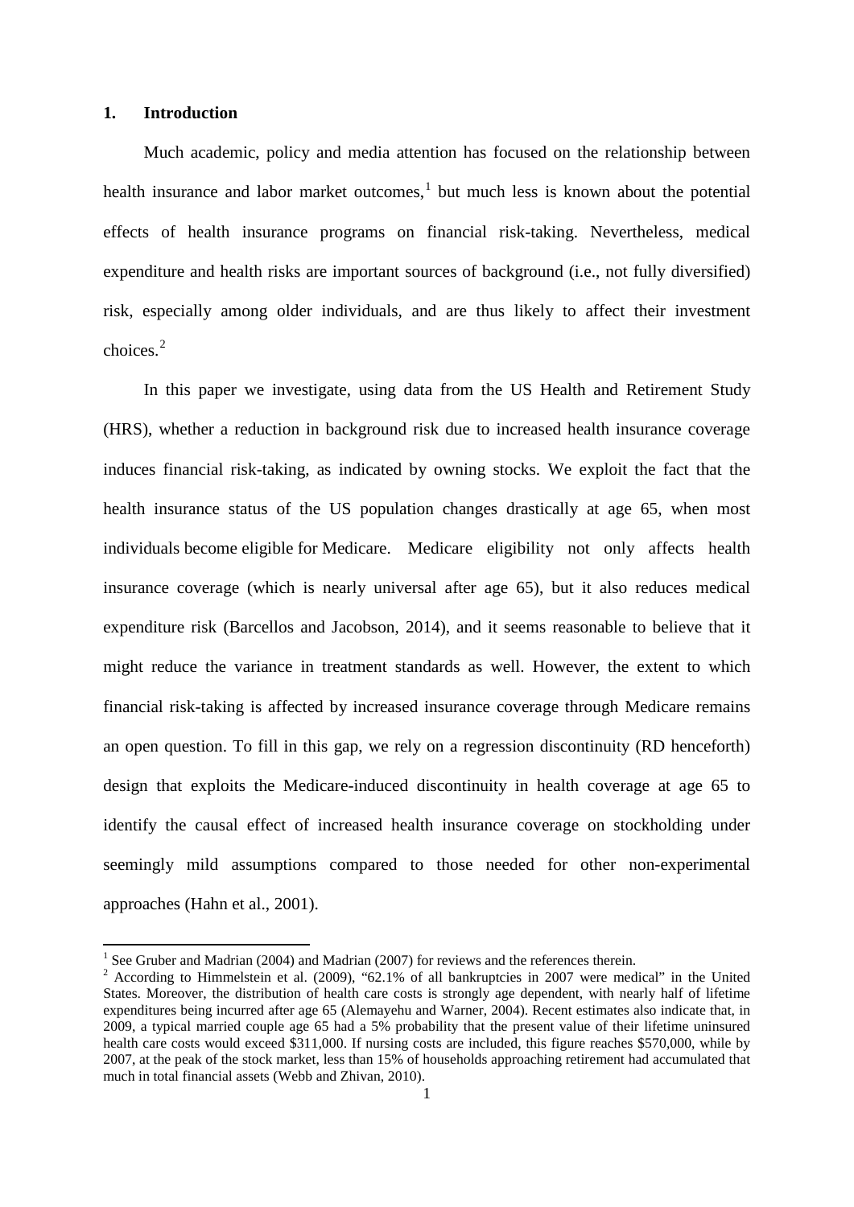## 1. Introduction

Much academic, policy and media attention has focused on the relationship between health insurance and labor market outcomes,[1] but much less is known about the potential effects of health insurance programs on financial risk-taking. Nevertheless, medical expenditure and health risks are important sources of background (i.e., not fully diversified) risk, especially among older individuals, and are thus likely to affect their investment choices.[2]

In this paper we investigate, using data from the US Health and Retirement Study (HRS), whether a reduction in background risk due to increased health insurance coverage induces financial risk-taking, as indicated by owning stocks. We exploit the fact that the health insurance status of the US population changes drastically at age 65, when most individuals become eligible for Medicare. Medicare eligibility not only affects health insurance coverage (which is nearly universal after age 65), but it also reduces medical expenditure risk (Barcellos and Jacobson, 2014), and it seems reasonable to believe that it might reduce the variance in treatment standards as well. However, the extent to which financial risk-taking is affected by increased insurance coverage through Medicare remains an open question. To fill in this gap, we rely on a regression discontinuity (RD henceforth) design that exploits the Medicare-induced discontinuity in health coverage at age 65 to identify the causal effect of increased health insurance coverage on stockholding under seemingly mild assumptions compared to those needed for other non-experimental approaches (Hahn et al., 2001).

[1] See Gruber and Madrian (2004) and Madrian (2007) for reviews and the references therein.

[2] According to Himmelstein et al. (2009), "62.1% of all bankruptcies in 2007 were medical" in the United States. Moreover, the distribution of health care costs is strongly age dependent, with nearly half of lifetime expenditures being incurred after age 65 (Alemayehu and Warner, 2004). Recent estimates also indicate that, in 2009, a typical married couple age 65 had a 5% probability that the present value of their lifetime uninsured health care costs would exceed \$311,000. If nursing costs are included, this figure reaches \$570,000, while by 2007, at the peak of the stock market, less than 15% of households approaching retirement had accumulated that much in total financial assets (Webb and Zhivan, 2010).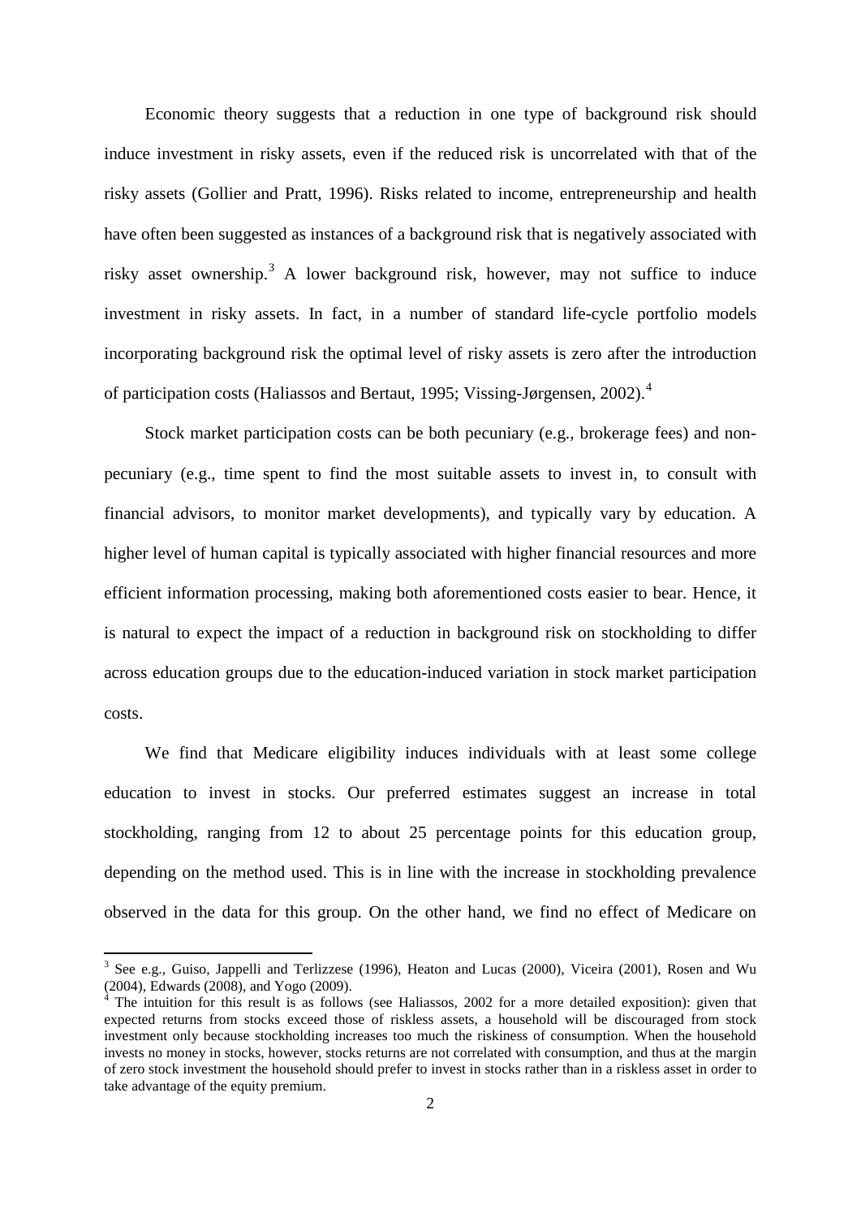Economic theory suggests that a reduction in one type of background risk should induce investment in risky assets, even if the reduced risk is uncorrelated with that of the risky assets (Gollier and Pratt, 1996). Risks related to income, entrepreneurship and health have often been suggested as instances of a background risk that is negatively associated with risky asset ownership.[3] A lower background risk, however, may not suffice to induce investment in risky assets. In fact, in a number of standard life-cycle portfolio models incorporating background risk the optimal level of risky assets is zero after the introduction of participation costs (Haliassos and Bertaut, 1995; Vissing-Jørgensen, 2002).[4]

Stock market participation costs can be both pecuniary (e.g., brokerage fees) and non-pecuniary (e.g., time spent to find the most suitable assets to invest in, to consult with financial advisors, to monitor market developments), and typically vary by education. A higher level of human capital is typically associated with higher financial resources and more efficient information processing, making both aforementioned costs easier to bear. Hence, it is natural to expect the impact of a reduction in background risk on stockholding to differ across education groups due to the education-induced variation in stock market participation costs.

We find that Medicare eligibility induces individuals with at least some college education to invest in stocks. Our preferred estimates suggest an increase in total stockholding, ranging from 12 to about 25 percentage points for this education group, depending on the method used. This is in line with the increase in stockholding prevalence observed in the data for this group. On the other hand, we find no effect of Medicare on

---

[3] See e.g., Guiso, Jappelli and Terlizzese (1996), Heaton and Lucas (2000), Viceira (2001), Rosen and Wu (2004), Edwards (2008), and Yogo (2009).

[4] The intuition for this result is as follows (see Haliassos, 2002 for a more detailed exposition): given that expected returns from stocks exceed those of riskless assets, a household will be discouraged from stock investment only because stockholding increases too much the riskiness of consumption. When the household invests no money in stocks, however, stocks returns are not correlated with consumption, and thus at the margin of zero stock investment the household should prefer to invest in stocks rather than in a riskless asset in order to take advantage of the equity premium.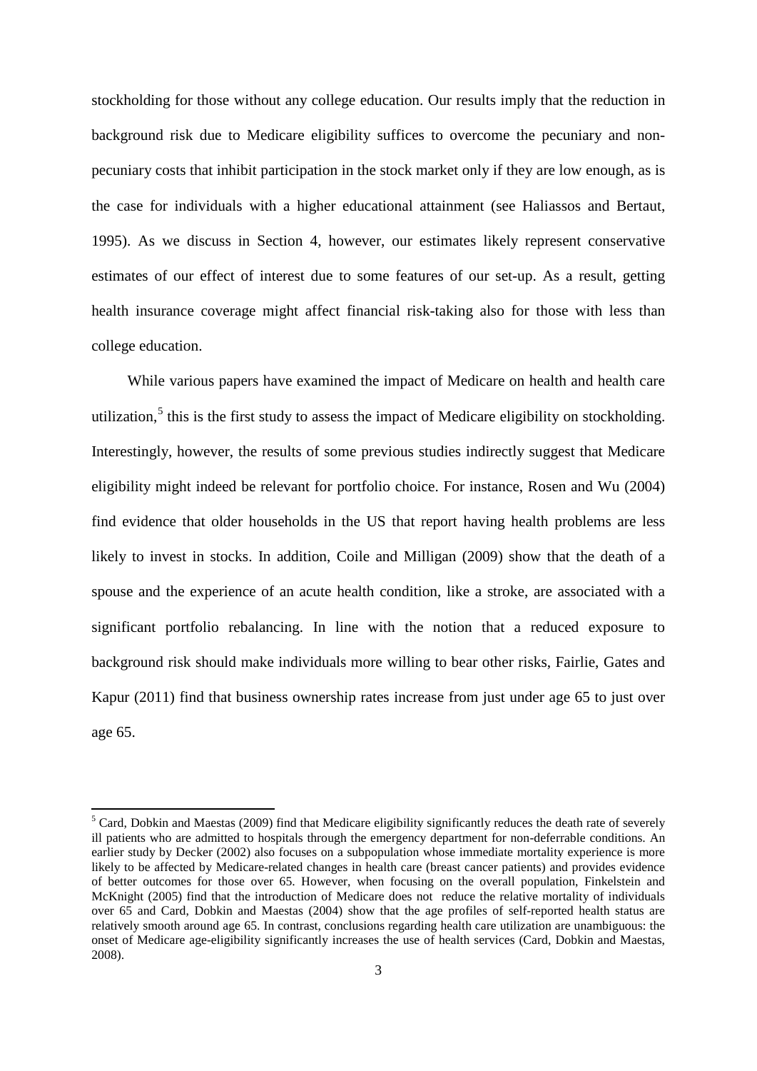stockholding for those without any college education. Our results imply that the reduction in background risk due to Medicare eligibility suffices to overcome the pecuniary and non-pecuniary costs that inhibit participation in the stock market only if they are low enough, as is the case for individuals with a higher educational attainment (see Haliassos and Bertaut, 1995). As we discuss in Section 4, however, our estimates likely represent conservative estimates of our effect of interest due to some features of our set-up. As a result, getting health insurance coverage might affect financial risk-taking also for those with less than college education.

While various papers have examined the impact of Medicare on health and health care utilization,[5] this is the first study to assess the impact of Medicare eligibility on stockholding. Interestingly, however, the results of some previous studies indirectly suggest that Medicare eligibility might indeed be relevant for portfolio choice. For instance, Rosen and Wu (2004) find evidence that older households in the US that report having health problems are less likely to invest in stocks. In addition, Coile and Milligan (2009) show that the death of a spouse and the experience of an acute health condition, like a stroke, are associated with a significant portfolio rebalancing. In line with the notion that a reduced exposure to background risk should make individuals more willing to bear other risks, Fairlie, Gates and Kapur (2011) find that business ownership rates increase from just under age 65 to just over age 65.

[5] Card, Dobkin and Maestas (2009) find that Medicare eligibility significantly reduces the death rate of severely ill patients who are admitted to hospitals through the emergency department for non-deferrable conditions. An earlier study by Decker (2002) also focuses on a subpopulation whose immediate mortality experience is more likely to be affected by Medicare-related changes in health care (breast cancer patients) and provides evidence of better outcomes for those over 65. However, when focusing on the overall population, Finkelstein and McKnight (2005) find that the introduction of Medicare does not reduce the relative mortality of individuals over 65 and Card, Dobkin and Maestas (2004) show that the age profiles of self-reported health status are relatively smooth around age 65. In contrast, conclusions regarding health care utilization are unambiguous: the onset of Medicare age-eligibility significantly increases the use of health services (Card, Dobkin and Maestas, 2008).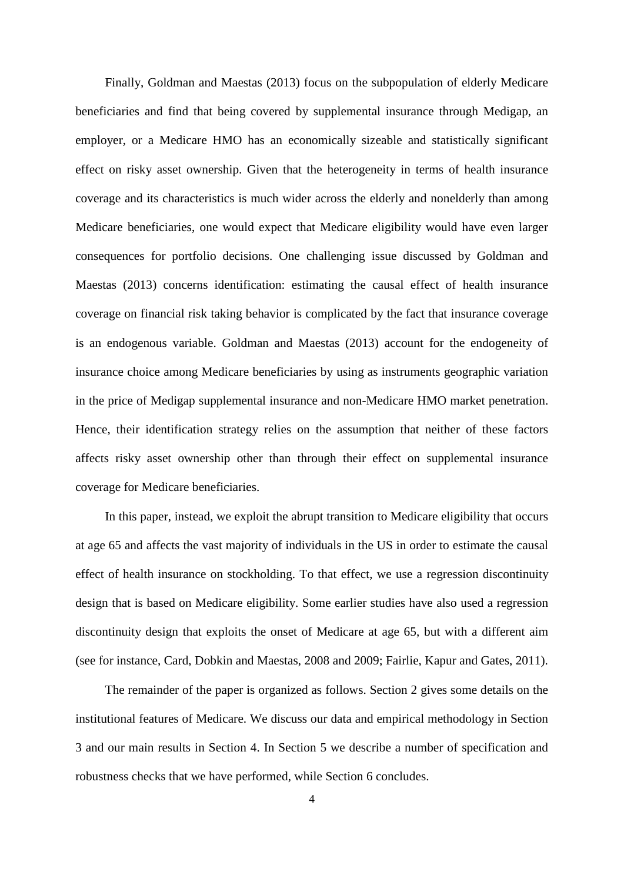Finally, Goldman and Maestas (2013) focus on the subpopulation of elderly Medicare beneficiaries and find that being covered by supplemental insurance through Medigap, an employer, or a Medicare HMO has an economically sizeable and statistically significant effect on risky asset ownership. Given that the heterogeneity in terms of health insurance coverage and its characteristics is much wider across the elderly and nonelderly than among Medicare beneficiaries, one would expect that Medicare eligibility would have even larger consequences for portfolio decisions. One challenging issue discussed by Goldman and Maestas (2013) concerns identification: estimating the causal effect of health insurance coverage on financial risk taking behavior is complicated by the fact that insurance coverage is an endogenous variable. Goldman and Maestas (2013) account for the endogeneity of insurance choice among Medicare beneficiaries by using as instruments geographic variation in the price of Medigap supplemental insurance and non-Medicare HMO market penetration. Hence, their identification strategy relies on the assumption that neither of these factors affects risky asset ownership other than through their effect on supplemental insurance coverage for Medicare beneficiaries.

In this paper, instead, we exploit the abrupt transition to Medicare eligibility that occurs at age 65 and affects the vast majority of individuals in the US in order to estimate the causal effect of health insurance on stockholding. To that effect, we use a regression discontinuity design that is based on Medicare eligibility. Some earlier studies have also used a regression discontinuity design that exploits the onset of Medicare at age 65, but with a different aim (see for instance, Card, Dobkin and Maestas, 2008 and 2009; Fairlie, Kapur and Gates, 2011).

The remainder of the paper is organized as follows. Section 2 gives some details on the institutional features of Medicare. We discuss our data and empirical methodology in Section 3 and our main results in Section 4. In Section 5 we describe a number of specification and robustness checks that we have performed, while Section 6 concludes.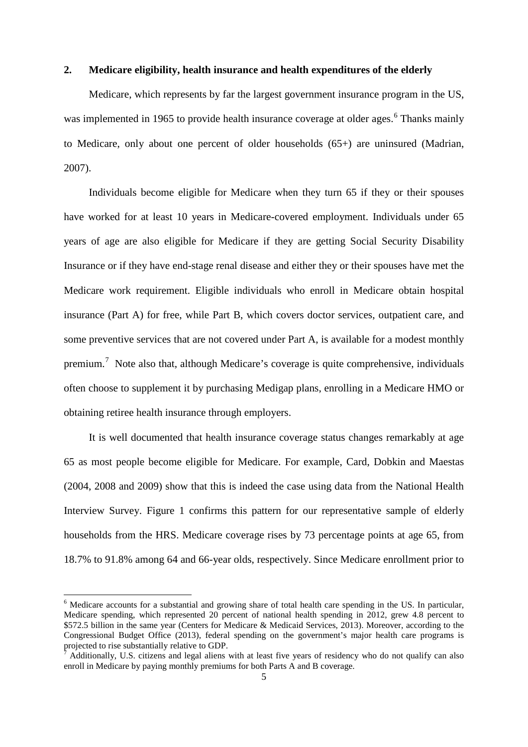## 2. Medicare eligibility, health insurance and health expenditures of the elderly

Medicare, which represents by far the largest government insurance program in the US, was implemented in 1965 to provide health insurance coverage at older ages.[6] Thanks mainly to Medicare, only about one percent of older households (65+) are uninsured (Madrian, 2007).

Individuals become eligible for Medicare when they turn 65 if they or their spouses have worked for at least 10 years in Medicare-covered employment. Individuals under 65 years of age are also eligible for Medicare if they are getting Social Security Disability Insurance or if they have end-stage renal disease and either they or their spouses have met the Medicare work requirement. Eligible individuals who enroll in Medicare obtain hospital insurance (Part A) for free, while Part B, which covers doctor services, outpatient care, and some preventive services that are not covered under Part A, is available for a modest monthly premium.[7] Note also that, although Medicare's coverage is quite comprehensive, individuals often choose to supplement it by purchasing Medigap plans, enrolling in a Medicare HMO or obtaining retiree health insurance through employers.

It is well documented that health insurance coverage status changes remarkably at age 65 as most people become eligible for Medicare. For example, Card, Dobkin and Maestas (2004, 2008 and 2009) show that this is indeed the case using data from the National Health Interview Survey. Figure 1 confirms this pattern for our representative sample of elderly households from the HRS. Medicare coverage rises by 73 percentage points at age 65, from 18.7% to 91.8% among 64 and 66-year olds, respectively. Since Medicare enrollment prior to

---

[6] Medicare accounts for a substantial and growing share of total health care spending in the US. In particular, Medicare spending, which represented 20 percent of national health spending in 2012, grew 4.8 percent to $572.5 billion in the same year (Centers for Medicare & Medicaid Services, 2013). Moreover, according to the Congressional Budget Office (2013), federal spending on the government's major health care programs is projected to rise substantially relative to GDP.

[7] Additionally, U.S. citizens and legal aliens with at least five years of residency who do not qualify can also enroll in Medicare by paying monthly premiums for both Parts A and B coverage.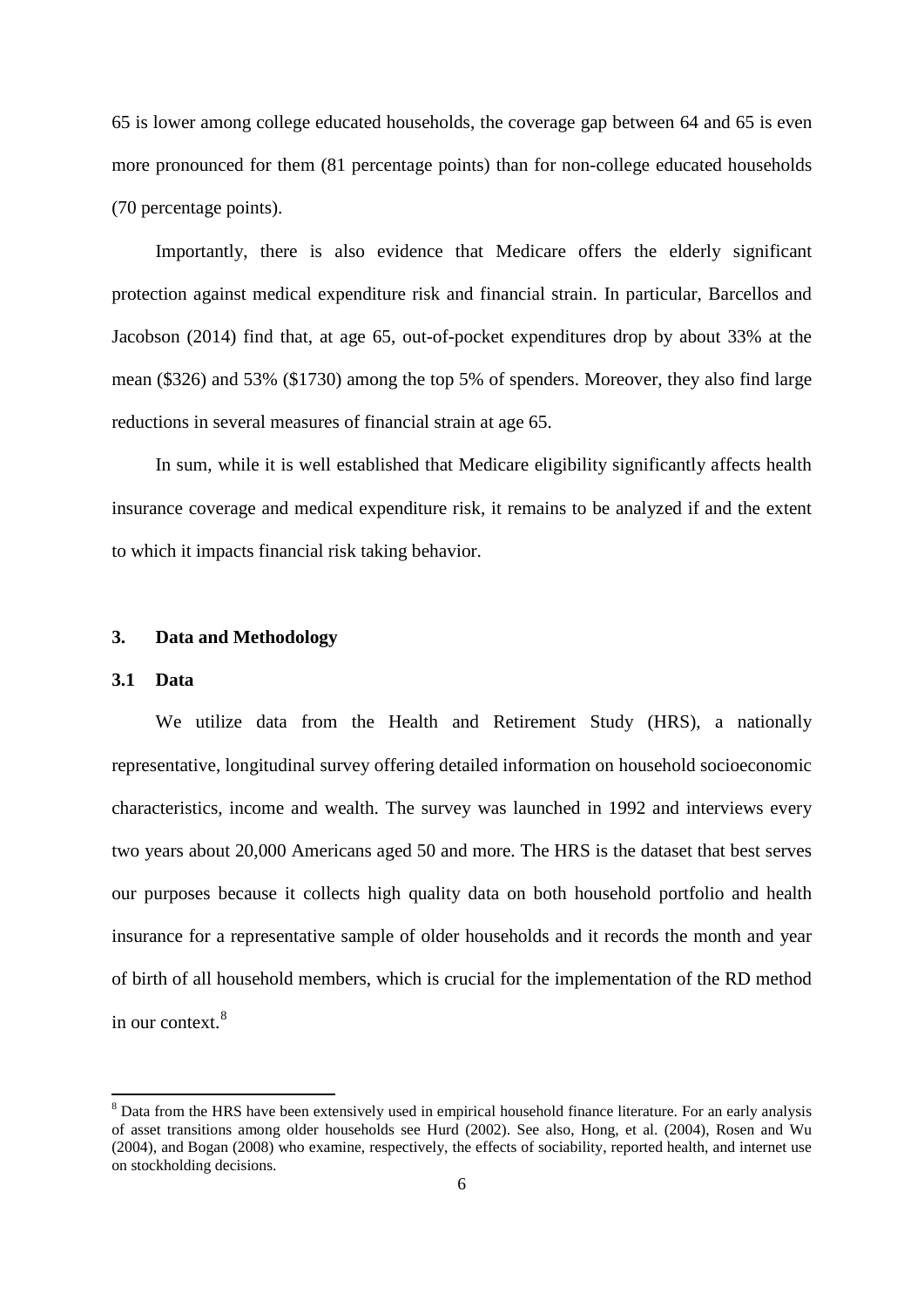65 is lower among college educated households, the coverage gap between 64 and 65 is even more pronounced for them (81 percentage points) than for non-college educated households (70 percentage points).

Importantly, there is also evidence that Medicare offers the elderly significant protection against medical expenditure risk and financial strain. In particular, Barcellos and Jacobson (2014) find that, at age 65, out-of-pocket expenditures drop by about 33% at the mean ($326) and 53% ($1730) among the top 5% of spenders. Moreover, they also find large reductions in several measures of financial strain at age 65.

In sum, while it is well established that Medicare eligibility significantly affects health insurance coverage and medical expenditure risk, it remains to be analyzed if and the extent to which it impacts financial risk taking behavior.

## 3. Data and Methodology

### 3.1 Data

We utilize data from the Health and Retirement Study (HRS), a nationally representative, longitudinal survey offering detailed information on household socioeconomic characteristics, income and wealth. The survey was launched in 1992 and interviews every two years about 20,000 Americans aged 50 and more. The HRS is the dataset that best serves our purposes because it collects high quality data on both household portfolio and health insurance for a representative sample of older households and it records the month and year of birth of all household members, which is crucial for the implementation of the RD method in our context.[8]

[8] Data from the HRS have been extensively used in empirical household finance literature. For an early analysis of asset transitions among older households see Hurd (2002). See also, Hong, et al. (2004), Rosen and Wu (2004), and Bogan (2008) who examine, respectively, the effects of sociability, reported health, and internet use on stockholding decisions.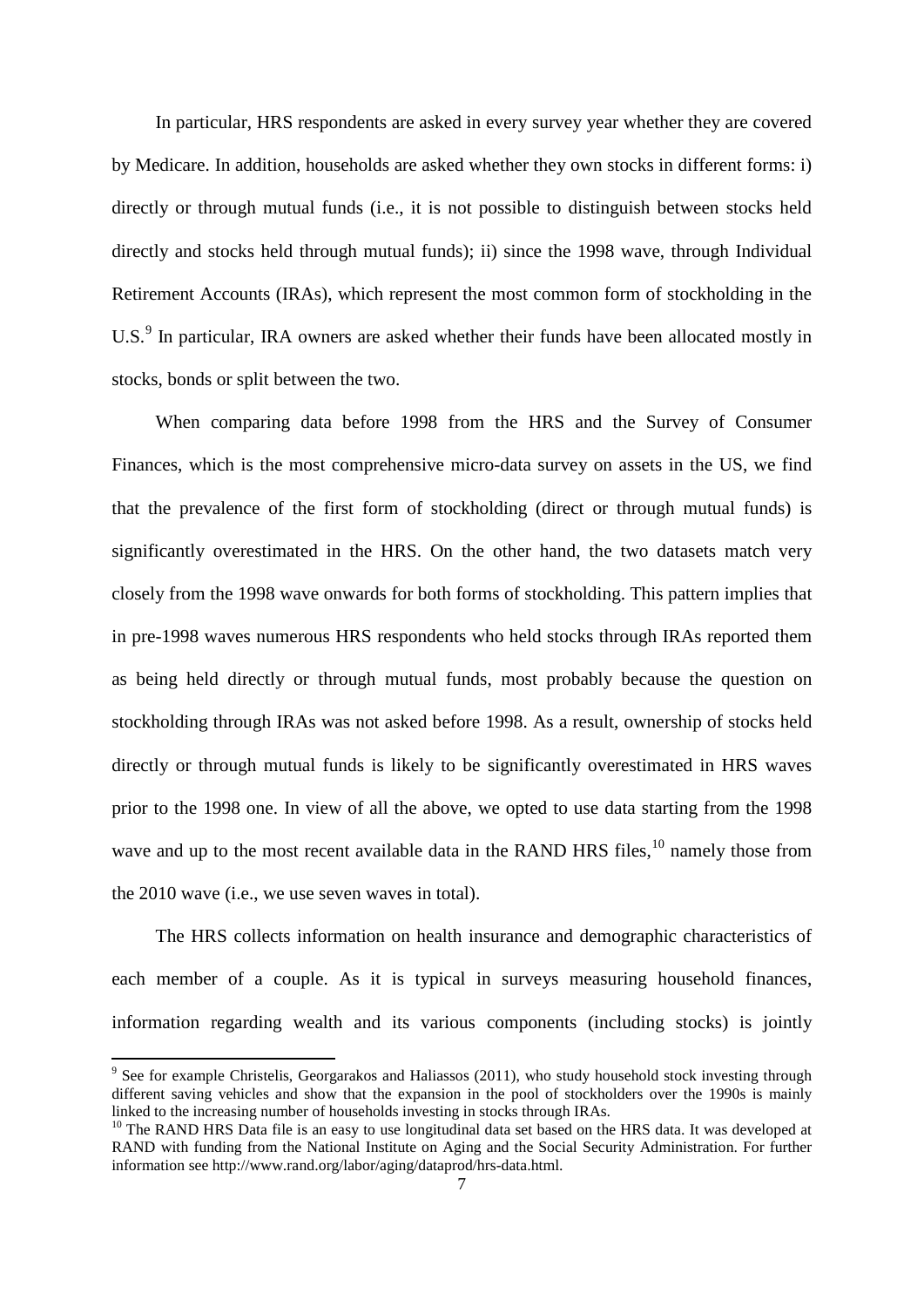In particular, HRS respondents are asked in every survey year whether they are covered by Medicare. In addition, households are asked whether they own stocks in different forms: i) directly or through mutual funds (i.e., it is not possible to distinguish between stocks held directly and stocks held through mutual funds); ii) since the 1998 wave, through Individual Retirement Accounts (IRAs), which represent the most common form of stockholding in the U.S.[9] In particular, IRA owners are asked whether their funds have been allocated mostly in stocks, bonds or split between the two.

When comparing data before 1998 from the HRS and the Survey of Consumer Finances, which is the most comprehensive micro-data survey on assets in the US, we find that the prevalence of the first form of stockholding (direct or through mutual funds) is significantly overestimated in the HRS. On the other hand, the two datasets match very closely from the 1998 wave onwards for both forms of stockholding. This pattern implies that in pre-1998 waves numerous HRS respondents who held stocks through IRAs reported them as being held directly or through mutual funds, most probably because the question on stockholding through IRAs was not asked before 1998. As a result, ownership of stocks held directly or through mutual funds is likely to be significantly overestimated in HRS waves prior to the 1998 one. In view of all the above, we opted to use data starting from the 1998 wave and up to the most recent available data in the RAND HRS files,[10] namely those from the 2010 wave (i.e., we use seven waves in total).

The HRS collects information on health insurance and demographic characteristics of each member of a couple. As it is typical in surveys measuring household finances, information regarding wealth and its various components (including stocks) is jointly

[9] See for example Christelis, Georgarakos and Haliassos (2011), who study household stock investing through different saving vehicles and show that the expansion in the pool of stockholders over the 1990s is mainly linked to the increasing number of households investing in stocks through IRAs.

[10] The RAND HRS Data file is an easy to use longitudinal data set based on the HRS data. It was developed at RAND with funding from the National Institute on Aging and the Social Security Administration. For further information see http://www.rand.org/labor/aging/dataprod/hrs-data.html.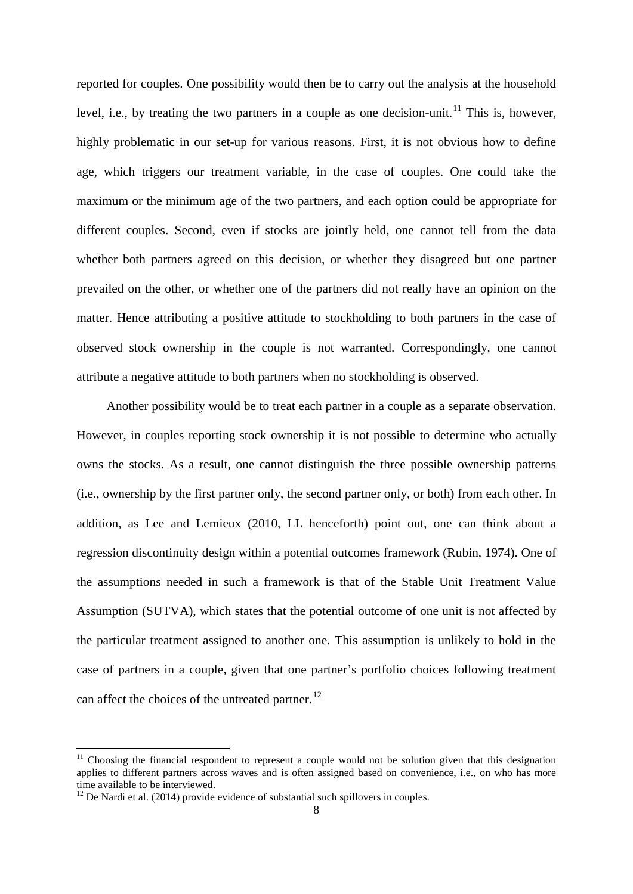reported for couples. One possibility would then be to carry out the analysis at the household level, i.e., by treating the two partners in a couple as one decision-unit.[11] This is, however, highly problematic in our set-up for various reasons. First, it is not obvious how to define age, which triggers our treatment variable, in the case of couples. One could take the maximum or the minimum age of the two partners, and each option could be appropriate for different couples. Second, even if stocks are jointly held, one cannot tell from the data whether both partners agreed on this decision, or whether they disagreed but one partner prevailed on the other, or whether one of the partners did not really have an opinion on the matter. Hence attributing a positive attitude to stockholding to both partners in the case of observed stock ownership in the couple is not warranted. Correspondingly, one cannot attribute a negative attitude to both partners when no stockholding is observed.

Another possibility would be to treat each partner in a couple as a separate observation. However, in couples reporting stock ownership it is not possible to determine who actually owns the stocks. As a result, one cannot distinguish the three possible ownership patterns (i.e., ownership by the first partner only, the second partner only, or both) from each other. In addition, as Lee and Lemieux (2010, LL henceforth) point out, one can think about a regression discontinuity design within a potential outcomes framework (Rubin, 1974). One of the assumptions needed in such a framework is that of the Stable Unit Treatment Value Assumption (SUTVA), which states that the potential outcome of one unit is not affected by the particular treatment assigned to another one. This assumption is unlikely to hold in the case of partners in a couple, given that one partner's portfolio choices following treatment can affect the choices of the untreated partner.[12]

[11] Choosing the financial respondent to represent a couple would not be solution given that this designation applies to different partners across waves and is often assigned based on convenience, i.e., on who has more time available to be interviewed.

[12] De Nardi et al. (2014) provide evidence of substantial such spillovers in couples.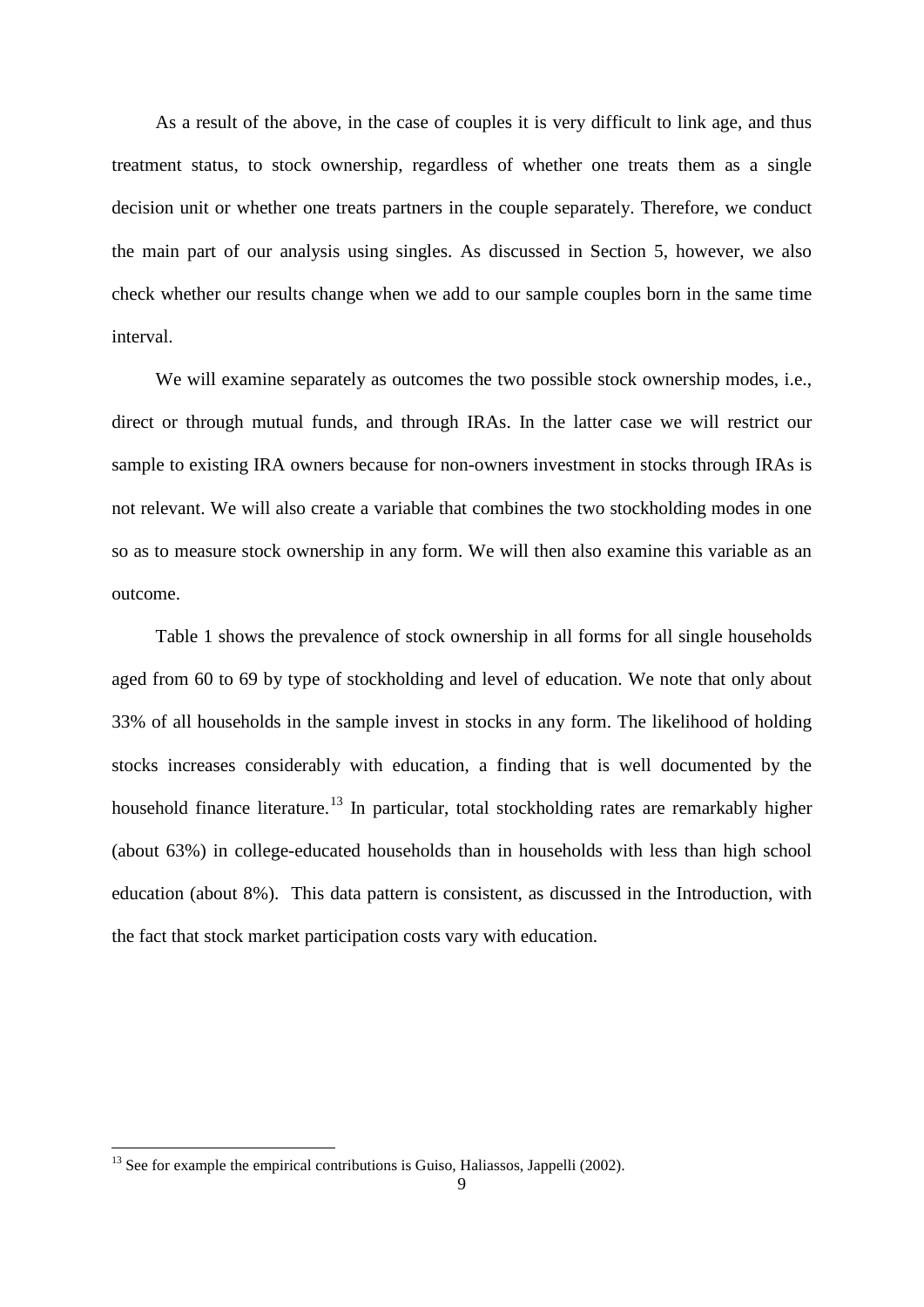As a result of the above, in the case of couples it is very difficult to link age, and thus treatment status, to stock ownership, regardless of whether one treats them as a single decision unit or whether one treats partners in the couple separately. Therefore, we conduct the main part of our analysis using singles. As discussed in Section 5, however, we also check whether our results change when we add to our sample couples born in the same time interval.

We will examine separately as outcomes the two possible stock ownership modes, i.e., direct or through mutual funds, and through IRAs. In the latter case we will restrict our sample to existing IRA owners because for non-owners investment in stocks through IRAs is not relevant. We will also create a variable that combines the two stockholding modes in one so as to measure stock ownership in any form. We will then also examine this variable as an outcome.

Table 1 shows the prevalence of stock ownership in all forms for all single households aged from 60 to 69 by type of stockholding and level of education. We note that only about 33% of all households in the sample invest in stocks in any form. The likelihood of holding stocks increases considerably with education, a finding that is well documented by the household finance literature.[13] In particular, total stockholding rates are remarkably higher (about 63%) in college-educated households than in households with less than high school education (about 8%). This data pattern is consistent, as discussed in the Introduction, with the fact that stock market participation costs vary with education.

[13] See for example the empirical contributions is Guiso, Haliassos, Jappelli (2002).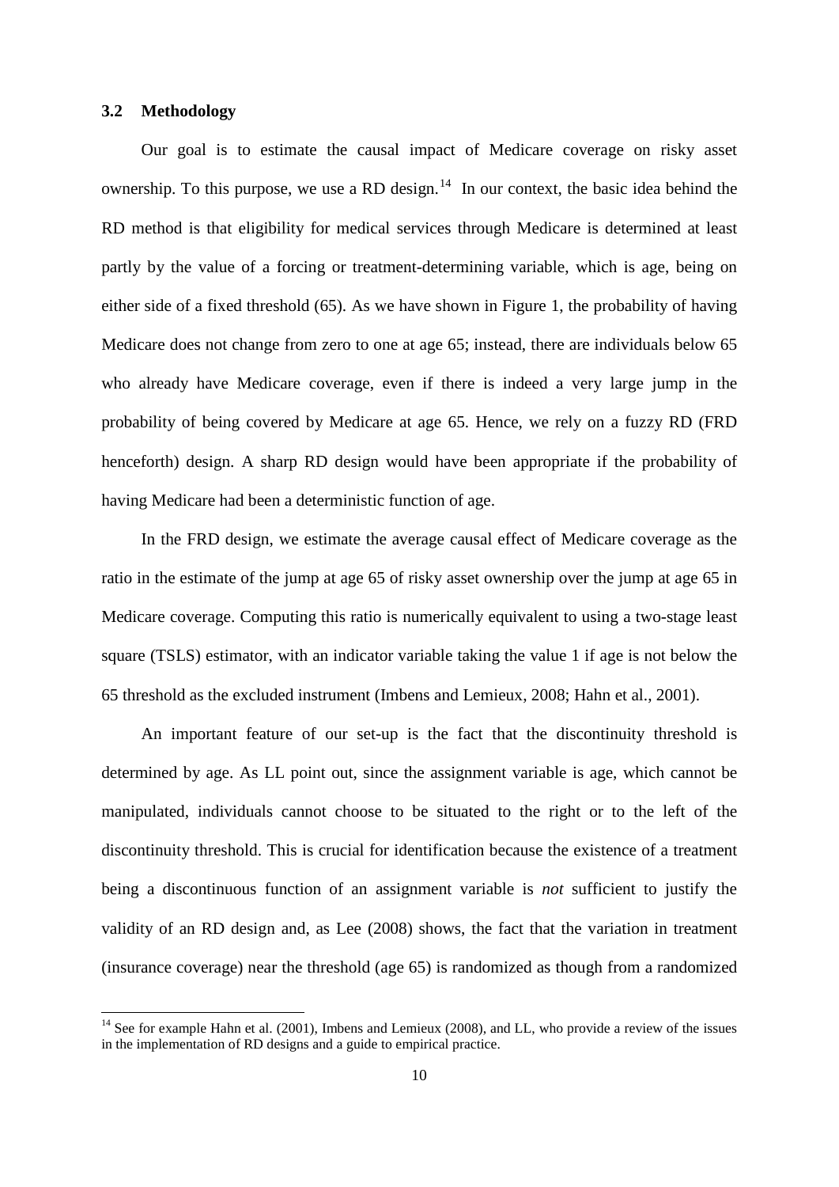### 3.2 Methodology

Our goal is to estimate the causal impact of Medicare coverage on risky asset ownership. To this purpose, we use a RD design.[14] In our context, the basic idea behind the RD method is that eligibility for medical services through Medicare is determined at least partly by the value of a forcing or treatment-determining variable, which is age, being on either side of a fixed threshold (65). As we have shown in Figure 1, the probability of having Medicare does not change from zero to one at age 65; instead, there are individuals below 65 who already have Medicare coverage, even if there is indeed a very large jump in the probability of being covered by Medicare at age 65. Hence, we rely on a fuzzy RD (FRD henceforth) design. A sharp RD design would have been appropriate if the probability of having Medicare had been a deterministic function of age.

In the FRD design, we estimate the average causal effect of Medicare coverage as the ratio in the estimate of the jump at age 65 of risky asset ownership over the jump at age 65 in Medicare coverage. Computing this ratio is numerically equivalent to using a two-stage least square (TSLS) estimator, with an indicator variable taking the value 1 if age is not below the 65 threshold as the excluded instrument (Imbens and Lemieux, 2008; Hahn et al., 2001).

An important feature of our set-up is the fact that the discontinuity threshold is determined by age. As LL point out, since the assignment variable is age, which cannot be manipulated, individuals cannot choose to be situated to the right or to the left of the discontinuity threshold. This is crucial for identification because the existence of a treatment being a discontinuous function of an assignment variable is *not* sufficient to justify the validity of an RD design and, as Lee (2008) shows, the fact that the variation in treatment (insurance coverage) near the threshold (age 65) is randomized as though from a randomized

[14] See for example Hahn et al. (2001), Imbens and Lemieux (2008), and LL, who provide a review of the issues in the implementation of RD designs and a guide to empirical practice.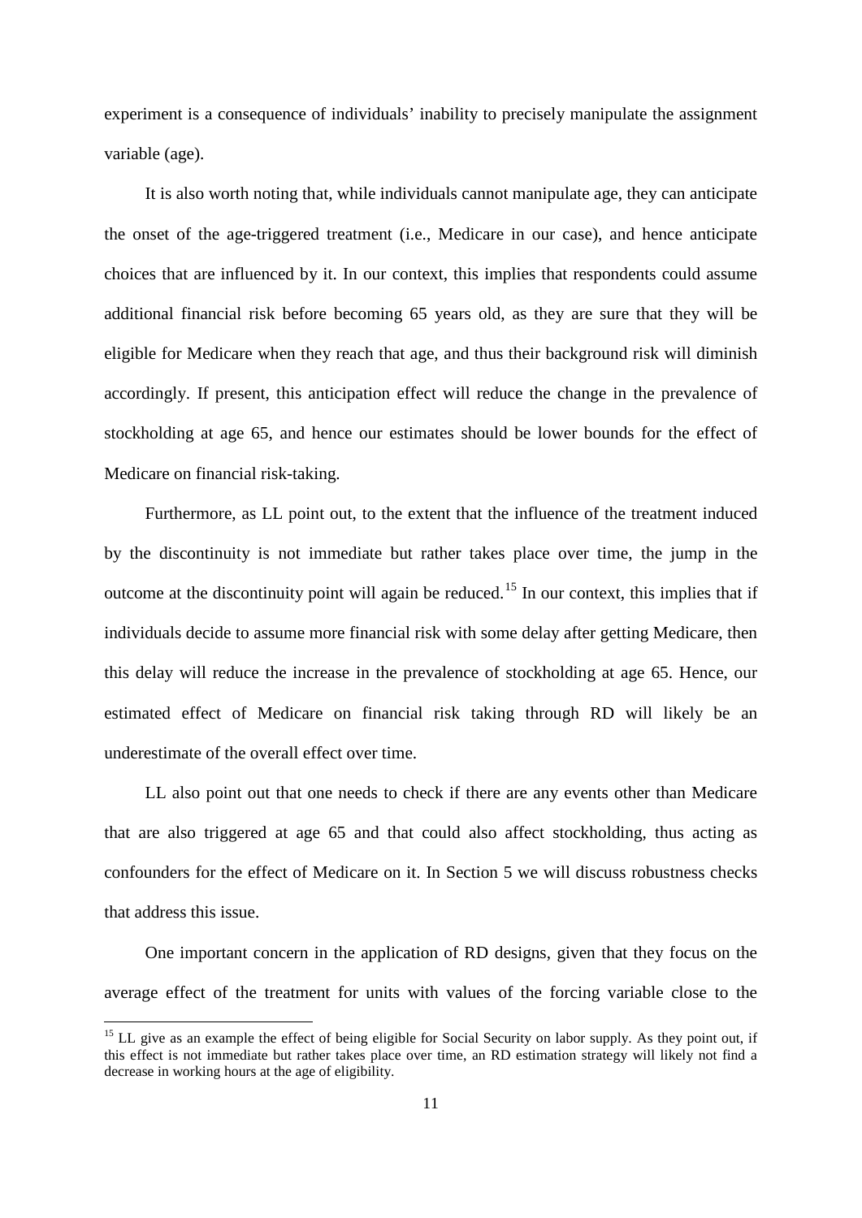experiment is a consequence of individuals' inability to precisely manipulate the assignment variable (age).

It is also worth noting that, while individuals cannot manipulate age, they can anticipate the onset of the age-triggered treatment (i.e., Medicare in our case), and hence anticipate choices that are influenced by it. In our context, this implies that respondents could assume additional financial risk before becoming 65 years old, as they are sure that they will be eligible for Medicare when they reach that age, and thus their background risk will diminish accordingly. If present, this anticipation effect will reduce the change in the prevalence of stockholding at age 65, and hence our estimates should be lower bounds for the effect of Medicare on financial risk-taking.

Furthermore, as LL point out, to the extent that the influence of the treatment induced by the discontinuity is not immediate but rather takes place over time, the jump in the outcome at the discontinuity point will again be reduced.[15] In our context, this implies that if individuals decide to assume more financial risk with some delay after getting Medicare, then this delay will reduce the increase in the prevalence of stockholding at age 65. Hence, our estimated effect of Medicare on financial risk taking through RD will likely be an underestimate of the overall effect over time.

LL also point out that one needs to check if there are any events other than Medicare that are also triggered at age 65 and that could also affect stockholding, thus acting as confounders for the effect of Medicare on it. In Section 5 we will discuss robustness checks that address this issue.

One important concern in the application of RD designs, given that they focus on the average effect of the treatment for units with values of the forcing variable close to the

[15] LL give as an example the effect of being eligible for Social Security on labor supply. As they point out, if this effect is not immediate but rather takes place over time, an RD estimation strategy will likely not find a decrease in working hours at the age of eligibility.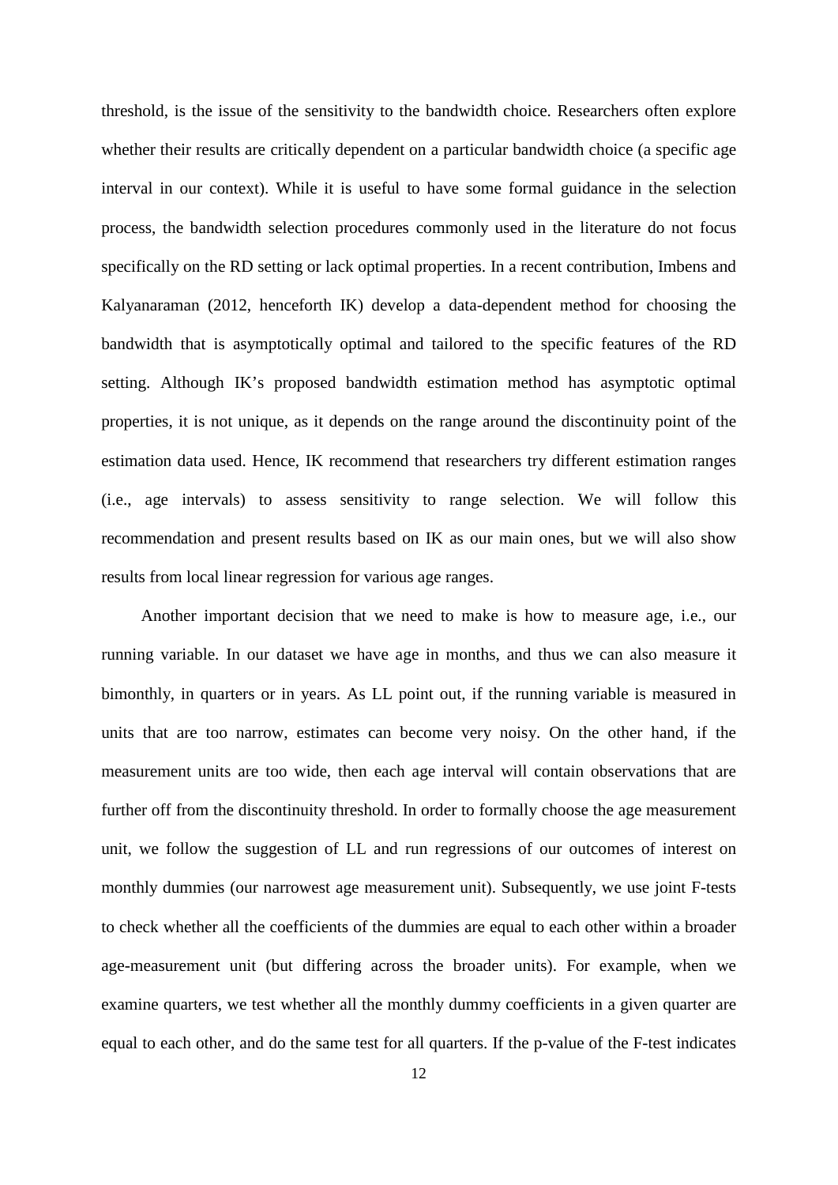threshold, is the issue of the sensitivity to the bandwidth choice. Researchers often explore whether their results are critically dependent on a particular bandwidth choice (a specific age interval in our context). While it is useful to have some formal guidance in the selection process, the bandwidth selection procedures commonly used in the literature do not focus specifically on the RD setting or lack optimal properties. In a recent contribution, Imbens and Kalyanaraman (2012, henceforth IK) develop a data-dependent method for choosing the bandwidth that is asymptotically optimal and tailored to the specific features of the RD setting. Although IK's proposed bandwidth estimation method has asymptotic optimal properties, it is not unique, as it depends on the range around the discontinuity point of the estimation data used. Hence, IK recommend that researchers try different estimation ranges (i.e., age intervals) to assess sensitivity to range selection. We will follow this recommendation and present results based on IK as our main ones, but we will also show results from local linear regression for various age ranges.

Another important decision that we need to make is how to measure age, i.e., our running variable. In our dataset we have age in months, and thus we can also measure it bimonthly, in quarters or in years. As LL point out, if the running variable is measured in units that are too narrow, estimates can become very noisy. On the other hand, if the measurement units are too wide, then each age interval will contain observations that are further off from the discontinuity threshold. In order to formally choose the age measurement unit, we follow the suggestion of LL and run regressions of our outcomes of interest on monthly dummies (our narrowest age measurement unit). Subsequently, we use joint F-tests to check whether all the coefficients of the dummies are equal to each other within a broader age-measurement unit (but differing across the broader units). For example, when we examine quarters, we test whether all the monthly dummy coefficients in a given quarter are equal to each other, and do the same test for all quarters. If the p-value of the F-test indicates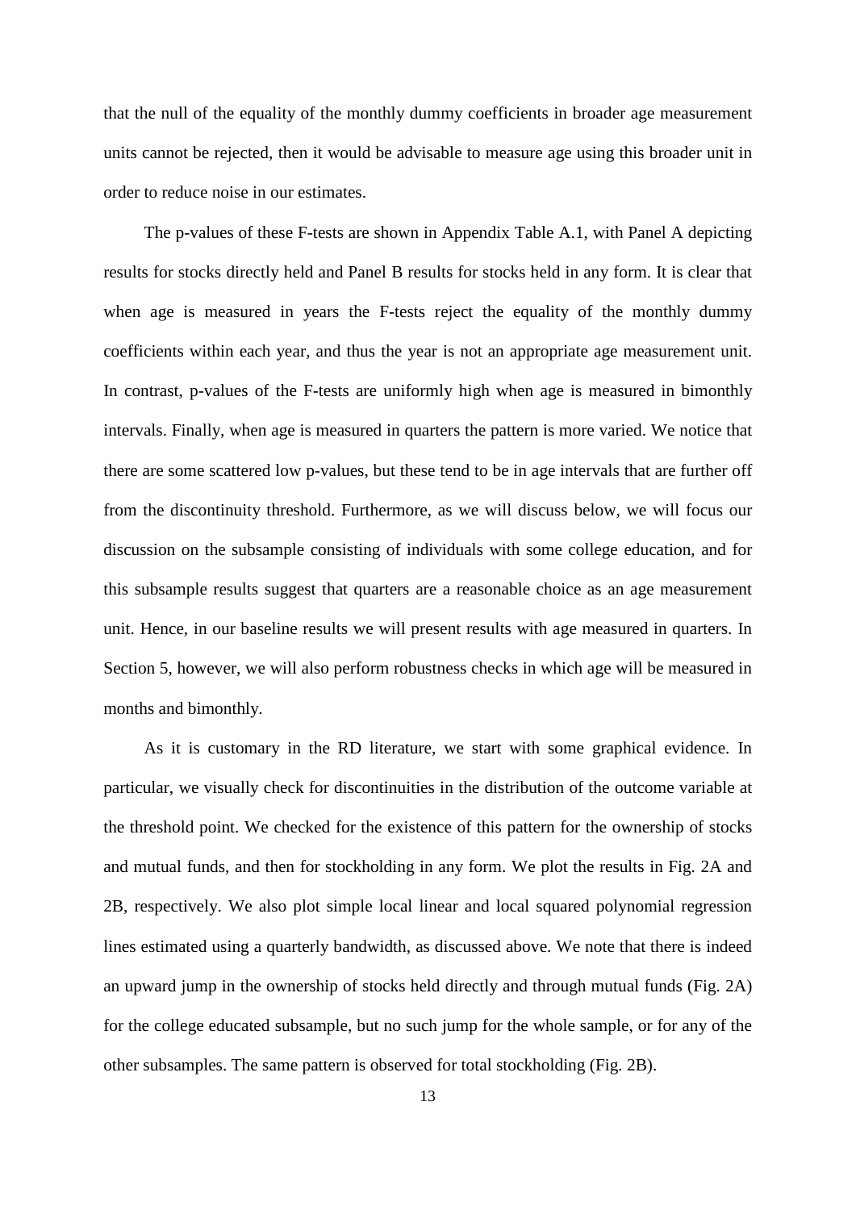that the null of the equality of the monthly dummy coefficients in broader age measurement units cannot be rejected, then it would be advisable to measure age using this broader unit in order to reduce noise in our estimates.

The p-values of these F-tests are shown in Appendix Table A.1, with Panel A depicting results for stocks directly held and Panel B results for stocks held in any form. It is clear that when age is measured in years the F-tests reject the equality of the monthly dummy coefficients within each year, and thus the year is not an appropriate age measurement unit. In contrast, p-values of the F-tests are uniformly high when age is measured in bimonthly intervals. Finally, when age is measured in quarters the pattern is more varied. We notice that there are some scattered low p-values, but these tend to be in age intervals that are further off from the discontinuity threshold. Furthermore, as we will discuss below, we will focus our discussion on the subsample consisting of individuals with some college education, and for this subsample results suggest that quarters are a reasonable choice as an age measurement unit. Hence, in our baseline results we will present results with age measured in quarters. In Section 5, however, we will also perform robustness checks in which age will be measured in months and bimonthly.

As it is customary in the RD literature, we start with some graphical evidence. In particular, we visually check for discontinuities in the distribution of the outcome variable at the threshold point. We checked for the existence of this pattern for the ownership of stocks and mutual funds, and then for stockholding in any form. We plot the results in Fig. 2A and 2B, respectively. We also plot simple local linear and local squared polynomial regression lines estimated using a quarterly bandwidth, as discussed above. We note that there is indeed an upward jump in the ownership of stocks held directly and through mutual funds (Fig. 2A) for the college educated subsample, but no such jump for the whole sample, or for any of the other subsamples. The same pattern is observed for total stockholding (Fig. 2B).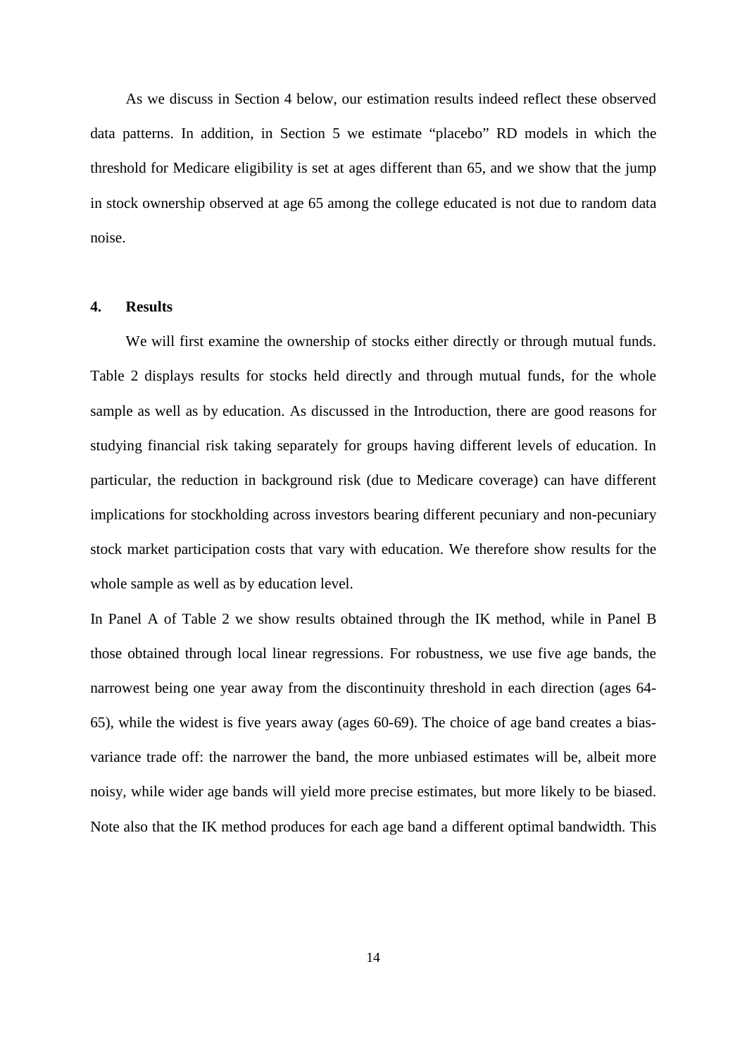As we discuss in Section 4 below, our estimation results indeed reflect these observed data patterns. In addition, in Section 5 we estimate "placebo" RD models in which the threshold for Medicare eligibility is set at ages different than 65, and we show that the jump in stock ownership observed at age 65 among the college educated is not due to random data noise.

## 4. Results

We will first examine the ownership of stocks either directly or through mutual funds. Table 2 displays results for stocks held directly and through mutual funds, for the whole sample as well as by education. As discussed in the Introduction, there are good reasons for studying financial risk taking separately for groups having different levels of education. In particular, the reduction in background risk (due to Medicare coverage) can have different implications for stockholding across investors bearing different pecuniary and non-pecuniary stock market participation costs that vary with education. We therefore show results for the whole sample as well as by education level.

In Panel A of Table 2 we show results obtained through the IK method, while in Panel B those obtained through local linear regressions. For robustness, we use five age bands, the narrowest being one year away from the discontinuity threshold in each direction (ages 64-65), while the widest is five years away (ages 60-69). The choice of age band creates a bias-variance trade off: the narrower the band, the more unbiased estimates will be, albeit more noisy, while wider age bands will yield more precise estimates, but more likely to be biased. Note also that the IK method produces for each age band a different optimal bandwidth. This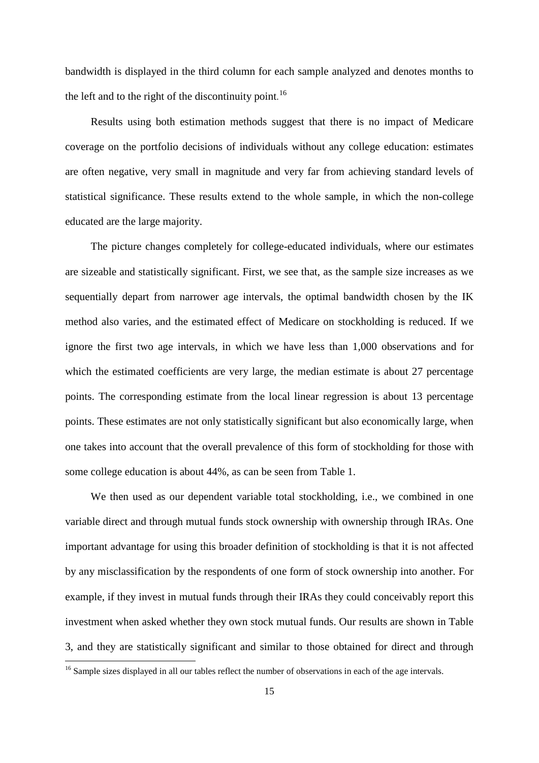bandwidth is displayed in the third column for each sample analyzed and denotes months to the left and to the right of the discontinuity point.[16]

Results using both estimation methods suggest that there is no impact of Medicare coverage on the portfolio decisions of individuals without any college education: estimates are often negative, very small in magnitude and very far from achieving standard levels of statistical significance. These results extend to the whole sample, in which the non-college educated are the large majority.

The picture changes completely for college-educated individuals, where our estimates are sizeable and statistically significant. First, we see that, as the sample size increases as we sequentially depart from narrower age intervals, the optimal bandwidth chosen by the IK method also varies, and the estimated effect of Medicare on stockholding is reduced. If we ignore the first two age intervals, in which we have less than 1,000 observations and for which the estimated coefficients are very large, the median estimate is about 27 percentage points. The corresponding estimate from the local linear regression is about 13 percentage points. These estimates are not only statistically significant but also economically large, when one takes into account that the overall prevalence of this form of stockholding for those with some college education is about 44%, as can be seen from Table 1.

We then used as our dependent variable total stockholding, i.e., we combined in one variable direct and through mutual funds stock ownership with ownership through IRAs. One important advantage for using this broader definition of stockholding is that it is not affected by any misclassification by the respondents of one form of stock ownership into another. For example, if they invest in mutual funds through their IRAs they could conceivably report this investment when asked whether they own stock mutual funds. Our results are shown in Table 3, and they are statistically significant and similar to those obtained for direct and through

[16] Sample sizes displayed in all our tables reflect the number of observations in each of the age intervals.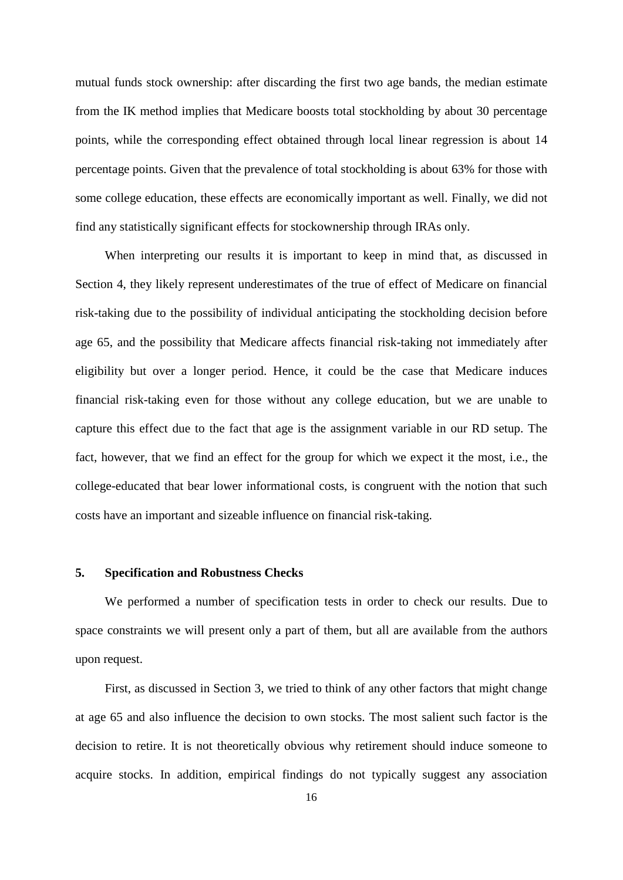mutual funds stock ownership: after discarding the first two age bands, the median estimate from the IK method implies that Medicare boosts total stockholding by about 30 percentage points, while the corresponding effect obtained through local linear regression is about 14 percentage points. Given that the prevalence of total stockholding is about 63% for those with some college education, these effects are economically important as well. Finally, we did not find any statistically significant effects for stockownership through IRAs only.

When interpreting our results it is important to keep in mind that, as discussed in Section 4, they likely represent underestimates of the true of effect of Medicare on financial risk-taking due to the possibility of individual anticipating the stockholding decision before age 65, and the possibility that Medicare affects financial risk-taking not immediately after eligibility but over a longer period. Hence, it could be the case that Medicare induces financial risk-taking even for those without any college education, but we are unable to capture this effect due to the fact that age is the assignment variable in our RD setup. The fact, however, that we find an effect for the group for which we expect it the most, i.e., the college-educated that bear lower informational costs, is congruent with the notion that such costs have an important and sizeable influence on financial risk-taking.

## 5. Specification and Robustness Checks

We performed a number of specification tests in order to check our results. Due to space constraints we will present only a part of them, but all are available from the authors upon request.

First, as discussed in Section 3, we tried to think of any other factors that might change at age 65 and also influence the decision to own stocks. The most salient such factor is the decision to retire. It is not theoretically obvious why retirement should induce someone to acquire stocks. In addition, empirical findings do not typically suggest any association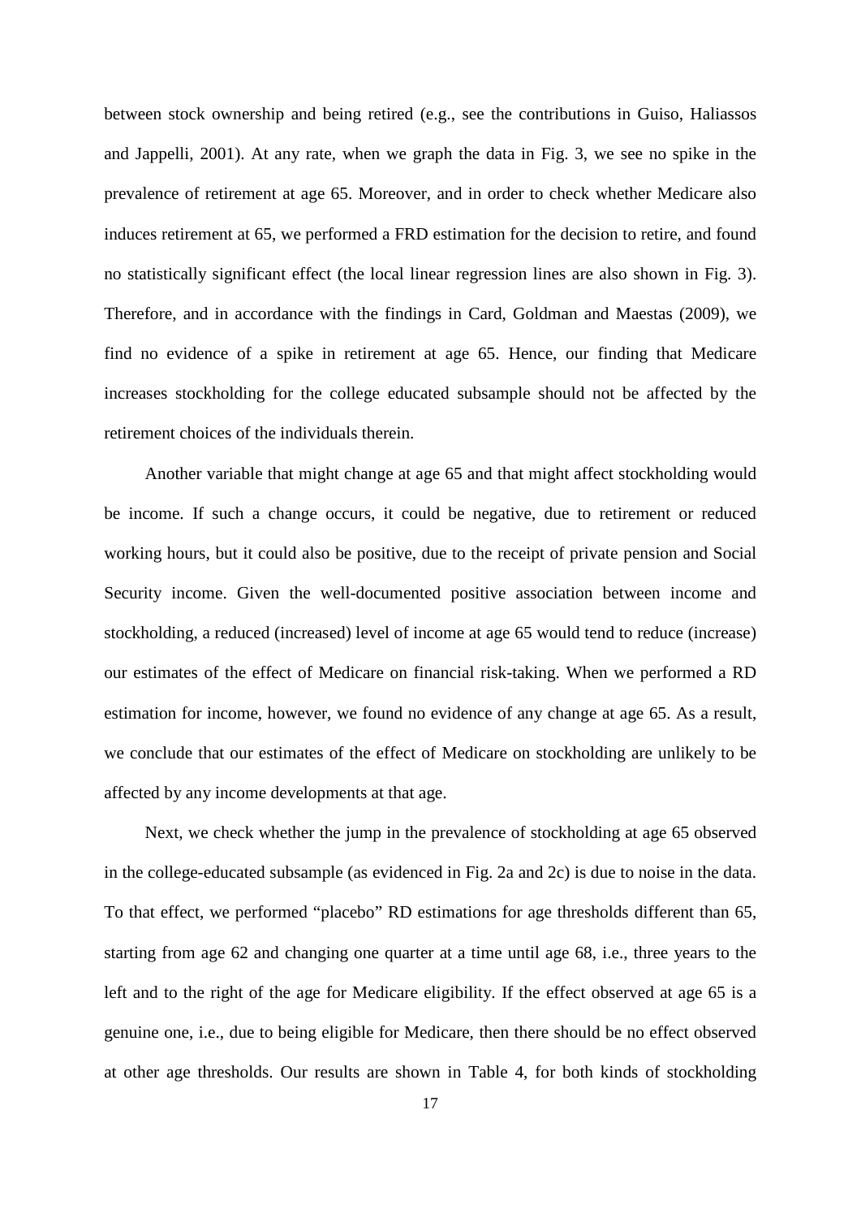between stock ownership and being retired (e.g., see the contributions in Guiso, Haliassos and Jappelli, 2001). At any rate, when we graph the data in Fig. 3, we see no spike in the prevalence of retirement at age 65. Moreover, and in order to check whether Medicare also induces retirement at 65, we performed a FRD estimation for the decision to retire, and found no statistically significant effect (the local linear regression lines are also shown in Fig. 3). Therefore, and in accordance with the findings in Card, Goldman and Maestas (2009), we find no evidence of a spike in retirement at age 65. Hence, our finding that Medicare increases stockholding for the college educated subsample should not be affected by the retirement choices of the individuals therein.

Another variable that might change at age 65 and that might affect stockholding would be income. If such a change occurs, it could be negative, due to retirement or reduced working hours, but it could also be positive, due to the receipt of private pension and Social Security income. Given the well-documented positive association between income and stockholding, a reduced (increased) level of income at age 65 would tend to reduce (increase) our estimates of the effect of Medicare on financial risk-taking. When we performed a RD estimation for income, however, we found no evidence of any change at age 65. As a result, we conclude that our estimates of the effect of Medicare on stockholding are unlikely to be affected by any income developments at that age.

Next, we check whether the jump in the prevalence of stockholding at age 65 observed in the college-educated subsample (as evidenced in Fig. 2a and 2c) is due to noise in the data. To that effect, we performed "placebo" RD estimations for age thresholds different than 65, starting from age 62 and changing one quarter at a time until age 68, i.e., three years to the left and to the right of the age for Medicare eligibility. If the effect observed at age 65 is a genuine one, i.e., due to being eligible for Medicare, then there should be no effect observed at other age thresholds. Our results are shown in Table 4, for both kinds of stockholding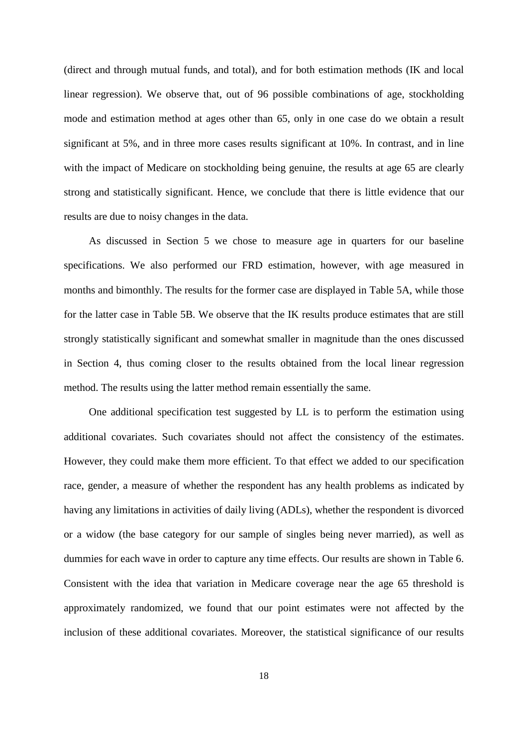(direct and through mutual funds, and total), and for both estimation methods (IK and local linear regression). We observe that, out of 96 possible combinations of age, stockholding mode and estimation method at ages other than 65, only in one case do we obtain a result significant at 5%, and in three more cases results significant at 10%. In contrast, and in line with the impact of Medicare on stockholding being genuine, the results at age 65 are clearly strong and statistically significant. Hence, we conclude that there is little evidence that our results are due to noisy changes in the data.

As discussed in Section 5 we chose to measure age in quarters for our baseline specifications. We also performed our FRD estimation, however, with age measured in months and bimonthly. The results for the former case are displayed in Table 5A, while those for the latter case in Table 5B. We observe that the IK results produce estimates that are still strongly statistically significant and somewhat smaller in magnitude than the ones discussed in Section 4, thus coming closer to the results obtained from the local linear regression method. The results using the latter method remain essentially the same.

One additional specification test suggested by LL is to perform the estimation using additional covariates. Such covariates should not affect the consistency of the estimates. However, they could make them more efficient. To that effect we added to our specification race, gender, a measure of whether the respondent has any health problems as indicated by having any limitations in activities of daily living (ADLs), whether the respondent is divorced or a widow (the base category for our sample of singles being never married), as well as dummies for each wave in order to capture any time effects. Our results are shown in Table 6. Consistent with the idea that variation in Medicare coverage near the age 65 threshold is approximately randomized, we found that our point estimates were not affected by the inclusion of these additional covariates. Moreover, the statistical significance of our results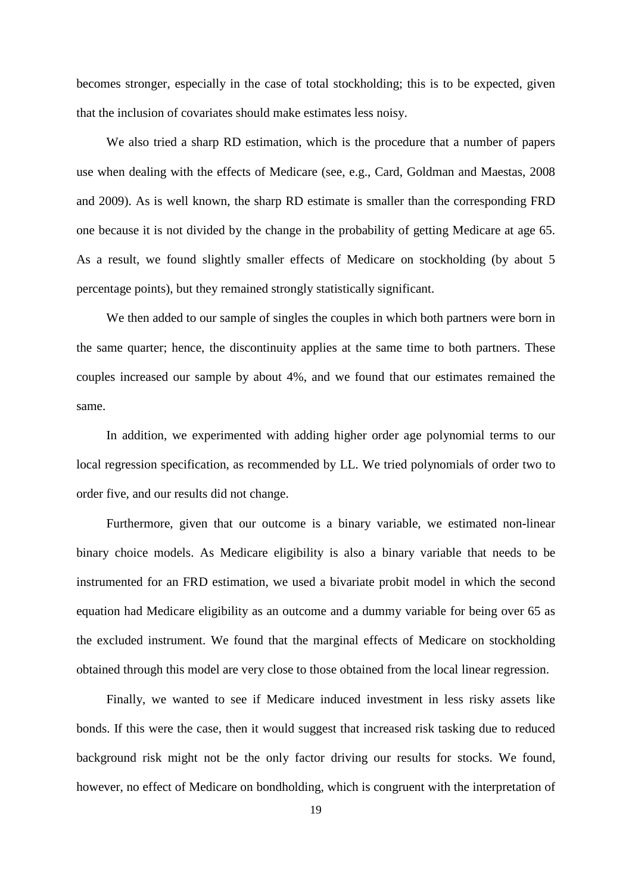becomes stronger, especially in the case of total stockholding; this is to be expected, given that the inclusion of covariates should make estimates less noisy.

We also tried a sharp RD estimation, which is the procedure that a number of papers use when dealing with the effects of Medicare (see, e.g., Card, Goldman and Maestas, 2008 and 2009). As is well known, the sharp RD estimate is smaller than the corresponding FRD one because it is not divided by the change in the probability of getting Medicare at age 65. As a result, we found slightly smaller effects of Medicare on stockholding (by about 5 percentage points), but they remained strongly statistically significant.

We then added to our sample of singles the couples in which both partners were born in the same quarter; hence, the discontinuity applies at the same time to both partners. These couples increased our sample by about 4%, and we found that our estimates remained the same.

In addition, we experimented with adding higher order age polynomial terms to our local regression specification, as recommended by LL. We tried polynomials of order two to order five, and our results did not change.

Furthermore, given that our outcome is a binary variable, we estimated non-linear binary choice models. As Medicare eligibility is also a binary variable that needs to be instrumented for an FRD estimation, we used a bivariate probit model in which the second equation had Medicare eligibility as an outcome and a dummy variable for being over 65 as the excluded instrument. We found that the marginal effects of Medicare on stockholding obtained through this model are very close to those obtained from the local linear regression.

Finally, we wanted to see if Medicare induced investment in less risky assets like bonds. If this were the case, then it would suggest that increased risk tasking due to reduced background risk might not be the only factor driving our results for stocks. We found, however, no effect of Medicare on bondholding, which is congruent with the interpretation of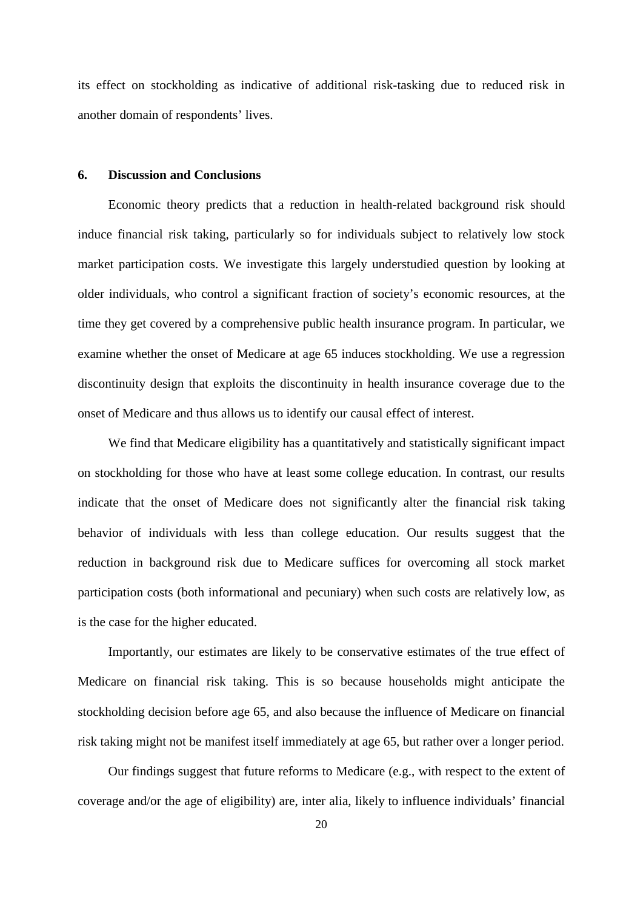its effect on stockholding as indicative of additional risk-tasking due to reduced risk in another domain of respondents' lives.

## 6. Discussion and Conclusions

Economic theory predicts that a reduction in health-related background risk should induce financial risk taking, particularly so for individuals subject to relatively low stock market participation costs. We investigate this largely understudied question by looking at older individuals, who control a significant fraction of society's economic resources, at the time they get covered by a comprehensive public health insurance program. In particular, we examine whether the onset of Medicare at age 65 induces stockholding. We use a regression discontinuity design that exploits the discontinuity in health insurance coverage due to the onset of Medicare and thus allows us to identify our causal effect of interest.

We find that Medicare eligibility has a quantitatively and statistically significant impact on stockholding for those who have at least some college education. In contrast, our results indicate that the onset of Medicare does not significantly alter the financial risk taking behavior of individuals with less than college education. Our results suggest that the reduction in background risk due to Medicare suffices for overcoming all stock market participation costs (both informational and pecuniary) when such costs are relatively low, as is the case for the higher educated.

Importantly, our estimates are likely to be conservative estimates of the true effect of Medicare on financial risk taking. This is so because households might anticipate the stockholding decision before age 65, and also because the influence of Medicare on financial risk taking might not be manifest itself immediately at age 65, but rather over a longer period.

Our findings suggest that future reforms to Medicare (e.g., with respect to the extent of coverage and/or the age of eligibility) are, inter alia, likely to influence individuals' financial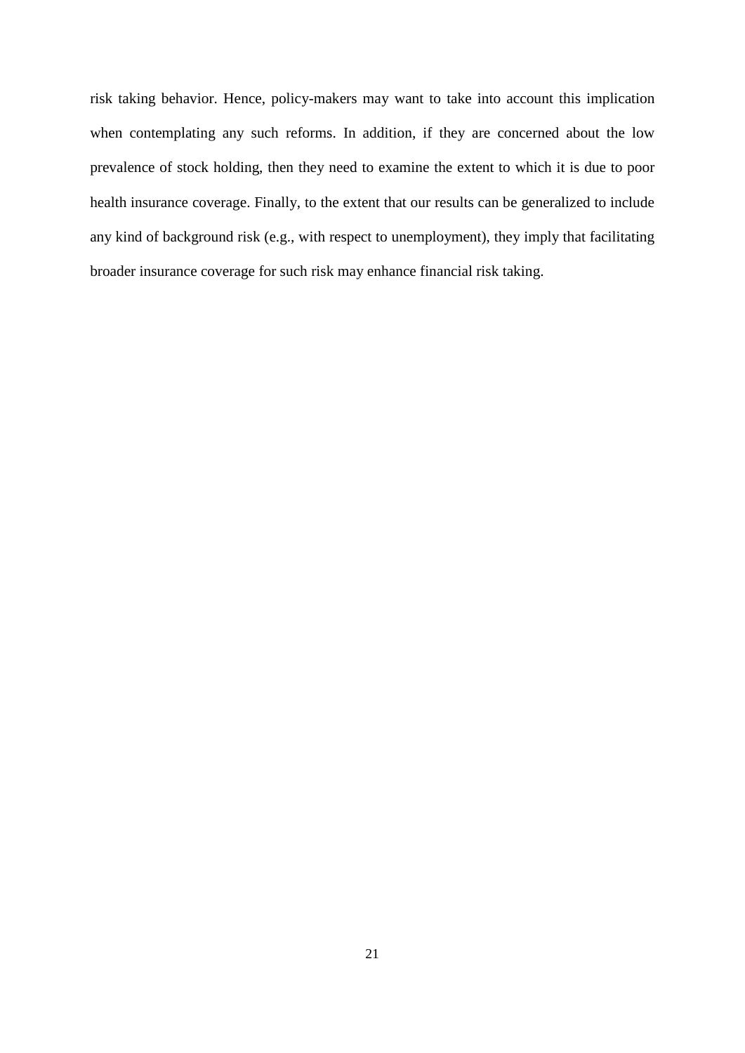risk taking behavior. Hence, policy-makers may want to take into account this implication when contemplating any such reforms. In addition, if they are concerned about the low prevalence of stock holding, then they need to examine the extent to which it is due to poor health insurance coverage. Finally, to the extent that our results can be generalized to include any kind of background risk (e.g., with respect to unemployment), they imply that facilitating broader insurance coverage for such risk may enhance financial risk taking.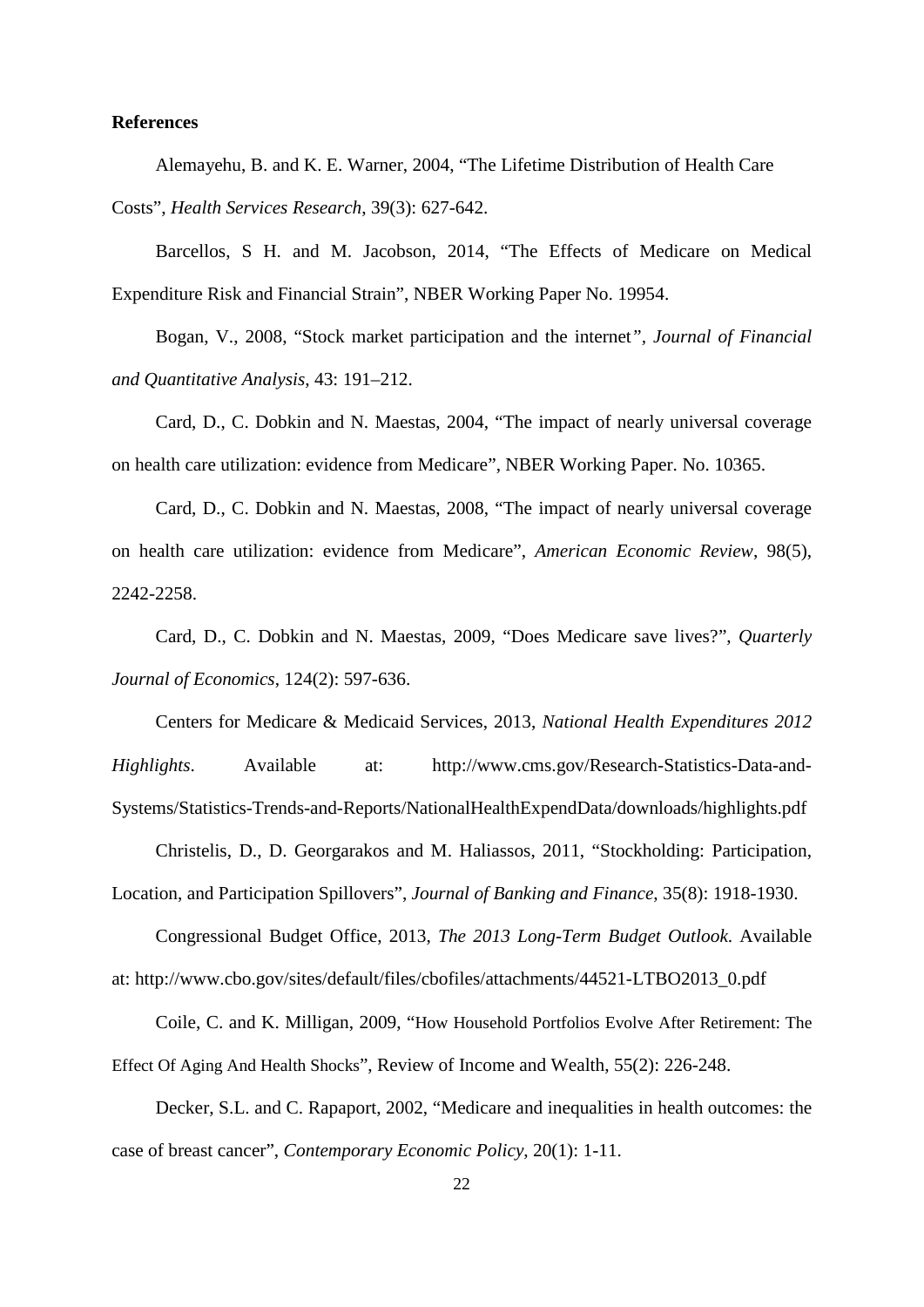**References**

Alemayehu, B. and K. E. Warner, 2004, "The Lifetime Distribution of Health Care Costs", *Health Services Research*, 39(3): 627-642.

Barcellos, S H. and M. Jacobson, 2014, "The Effects of Medicare on Medical Expenditure Risk and Financial Strain", NBER Working Paper No. 19954.

Bogan, V., 2008, "Stock market participation and the internet", *Journal of Financial and Quantitative Analysis*, 43: 191–212.

Card, D., C. Dobkin and N. Maestas, 2004, "The impact of nearly universal coverage on health care utilization: evidence from Medicare", NBER Working Paper. No. 10365.

Card, D., C. Dobkin and N. Maestas, 2008, "The impact of nearly universal coverage on health care utilization: evidence from Medicare", *American Economic Review*, 98(5), 2242-2258.

Card, D., C. Dobkin and N. Maestas, 2009, "Does Medicare save lives?", *Quarterly Journal of Economics*, 124(2): 597-636.

Centers for Medicare & Medicaid Services, 2013, *National Health Expenditures 2012 Highlights*. Available at: http://www.cms.gov/Research-Statistics-Data-and-Systems/Statistics-Trends-and-Reports/NationalHealthExpendData/downloads/highlights.pdf

Christelis, D., D. Georgarakos and M. Haliassos, 2011, "Stockholding: Participation, Location, and Participation Spillovers", *Journal of Banking and Finance*, 35(8): 1918-1930.

Congressional Budget Office, 2013, *The 2013 Long-Term Budget Outlook*. Available at: http://www.cbo.gov/sites/default/files/cbofiles/attachments/44521-LTBO2013_0.pdf

Coile, C. and K. Milligan, 2009, "How Household Portfolios Evolve After Retirement: The Effect Of Aging And Health Shocks", Review of Income and Wealth, 55(2): 226-248.

Decker, S.L. and C. Rapaport, 2002, "Medicare and inequalities in health outcomes: the case of breast cancer", *Contemporary Economic Policy*, 20(1): 1-11.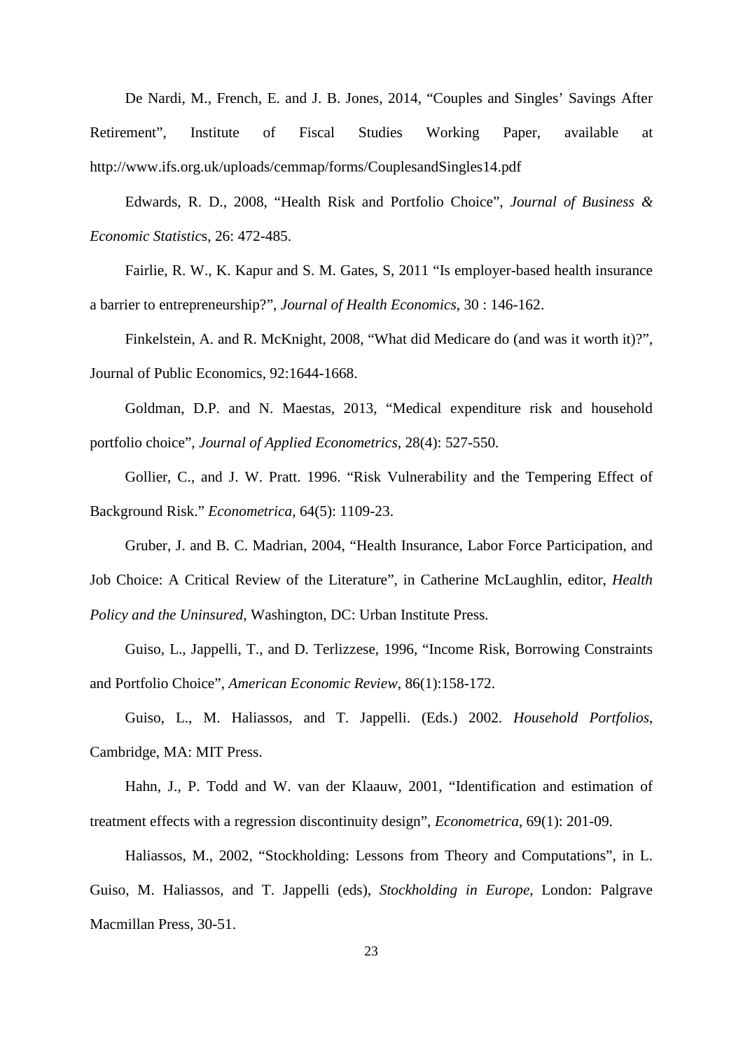De Nardi, M., French, E. and J. B. Jones, 2014, “Couples and Singles’ Savings After Retirement”, Institute of Fiscal Studies Working Paper, available at http://www.ifs.org.uk/uploads/cemmap/forms/CouplesandSingles14.pdf

Edwards, R. D., 2008, “Health Risk and Portfolio Choice”, *Journal of Business & Economic Statistics*, 26: 472-485.

Fairlie, R. W., K. Kapur and S. M. Gates, S, 2011 “Is employer-based health insurance a barrier to entrepreneurship?”, *Journal of Health Economics*, 30 : 146-162.

Finkelstein, A. and R. McKnight, 2008, “What did Medicare do (and was it worth it)?”, Journal of Public Economics, 92:1644-1668.

Goldman, D.P. and N. Maestas, 2013, “Medical expenditure risk and household portfolio choice”, *Journal of Applied Econometrics*, 28(4): 527-550.

Gollier, C., and J. W. Pratt. 1996. “Risk Vulnerability and the Tempering Effect of Background Risk.” *Econometrica*, 64(5): 1109-23.

Gruber, J. and B. C. Madrian, 2004, “Health Insurance, Labor Force Participation, and Job Choice: A Critical Review of the Literature”, in Catherine McLaughlin, editor, *Health Policy and the Uninsured*, Washington, DC: Urban Institute Press.

Guiso, L., Jappelli, T., and D. Terlizzese, 1996, “Income Risk, Borrowing Constraints and Portfolio Choice”, *American Economic Review*, 86(1):158-172.

Guiso, L., M. Haliassos, and T. Jappelli. (Eds.) 2002. *Household Portfolios*, Cambridge, MA: MIT Press.

Hahn, J., P. Todd and W. van der Klaauw, 2001, “Identification and estimation of treatment effects with a regression discontinuity design”, *Econometrica*, 69(1): 201-09.

Haliassos, M., 2002, “Stockholding: Lessons from Theory and Computations”, in L. Guiso, M. Haliassos, and T. Jappelli (eds), *Stockholding in Europe*, London: Palgrave Macmillan Press, 30-51.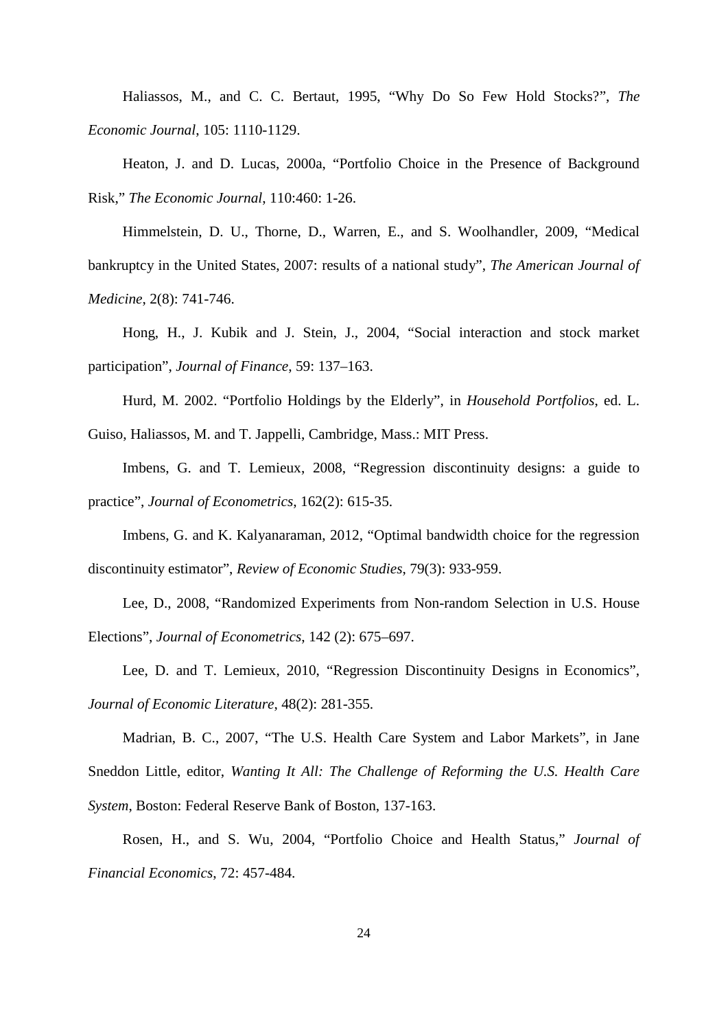Haliassos, M., and C. C. Bertaut, 1995, "Why Do So Few Hold Stocks?", *The Economic Journal*, 105: 1110-1129.

Heaton, J. and D. Lucas, 2000a, "Portfolio Choice in the Presence of Background Risk," *The Economic Journal*, 110:460: 1-26.

Himmelstein, D. U., Thorne, D., Warren, E., and S. Woolhandler, 2009, "Medical bankruptcy in the United States, 2007: results of a national study", *The American Journal of Medicine*, 2(8): 741-746.

Hong, H., J. Kubik and J. Stein, J., 2004, "Social interaction and stock market participation", *Journal of Finance*, 59: 137–163.

Hurd, M. 2002. "Portfolio Holdings by the Elderly", in *Household Portfolios*, ed. L. Guiso, Haliassos, M. and T. Jappelli, Cambridge, Mass.: MIT Press.

Imbens, G. and T. Lemieux, 2008, "Regression discontinuity designs: a guide to practice", *Journal of Econometrics*, 162(2): 615-35.

Imbens, G. and K. Kalyanaraman, 2012, "Optimal bandwidth choice for the regression discontinuity estimator", *Review of Economic Studies*, 79(3): 933-959.

Lee, D., 2008, "Randomized Experiments from Non-random Selection in U.S. House Elections", *Journal of Econometrics*, 142 (2): 675–697.

Lee, D. and T. Lemieux, 2010, "Regression Discontinuity Designs in Economics", *Journal of Economic Literature*, 48(2): 281-355.

Madrian, B. C., 2007, "The U.S. Health Care System and Labor Markets", in Jane Sneddon Little, editor, *Wanting It All: The Challenge of Reforming the U.S. Health Care System*, Boston: Federal Reserve Bank of Boston, 137-163.

Rosen, H., and S. Wu, 2004, "Portfolio Choice and Health Status," *Journal of Financial Economics*, 72: 457-484.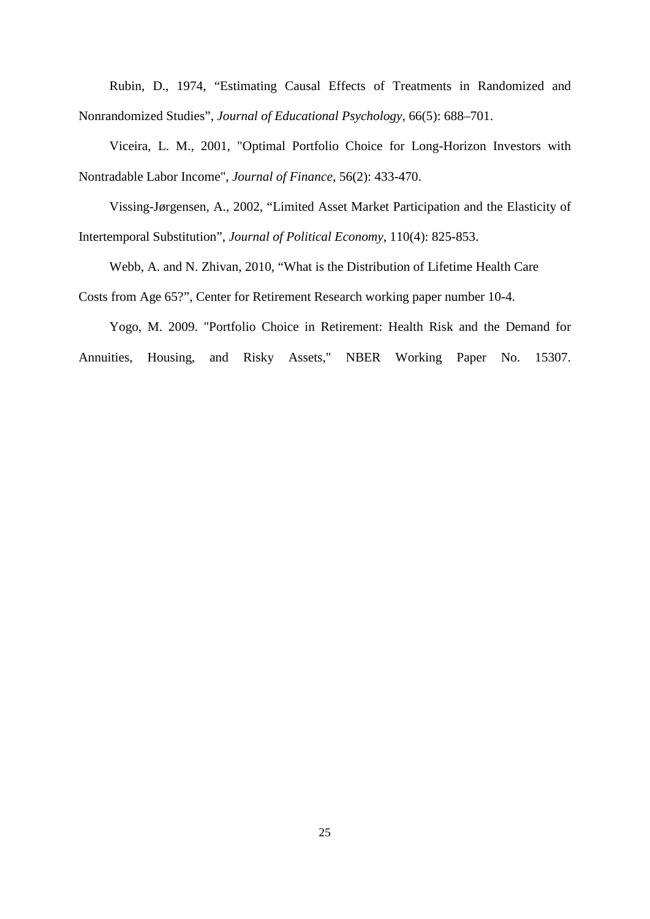Rubin, D., 1974, “Estimating Causal Effects of Treatments in Randomized and Nonrandomized Studies”, *Journal of Educational Psychology*, 66(5): 688–701.

Viceira, L. M., 2001, "Optimal Portfolio Choice for Long-Horizon Investors with Nontradable Labor Income", *Journal of Finance*, 56(2): 433-470.

Vissing-Jørgensen, A., 2002, “Limited Asset Market Participation and the Elasticity of Intertemporal Substitution”, *Journal of Political Economy*, 110(4): 825-853.

Webb, A. and N. Zhivan, 2010, “What is the Distribution of Lifetime Health Care Costs from Age 65?”, Center for Retirement Research working paper number 10-4.

Yogo, M. 2009. "Portfolio Choice in Retirement: Health Risk and the Demand for Annuities, Housing, and Risky Assets," NBER Working Paper No. 15307.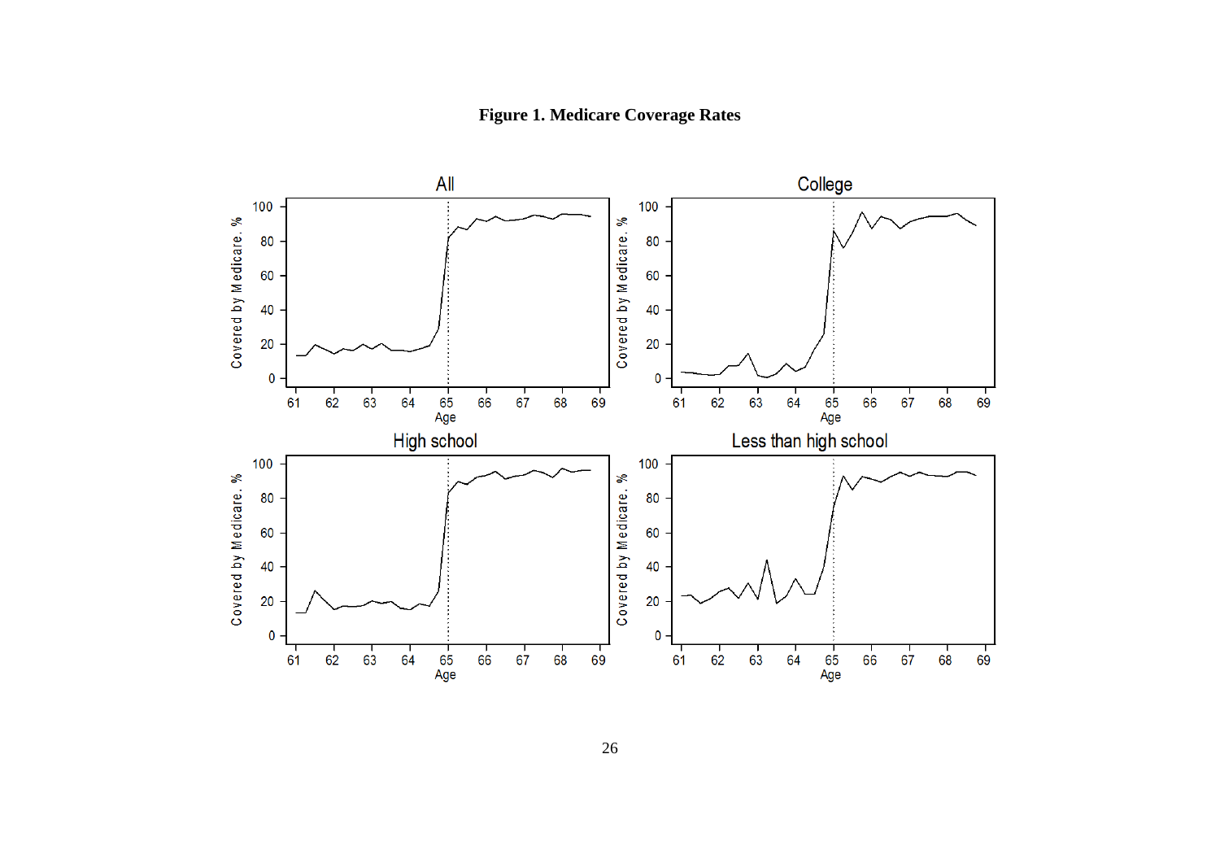**Figure 1. Medicare Coverage Rates**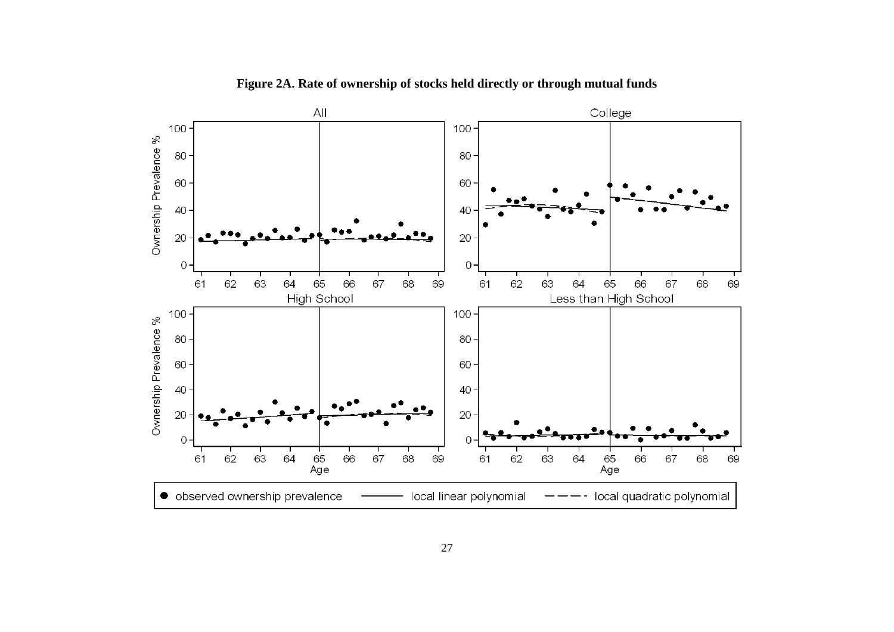**Figure 2A. Rate of ownership of stocks held directly or through mutual funds**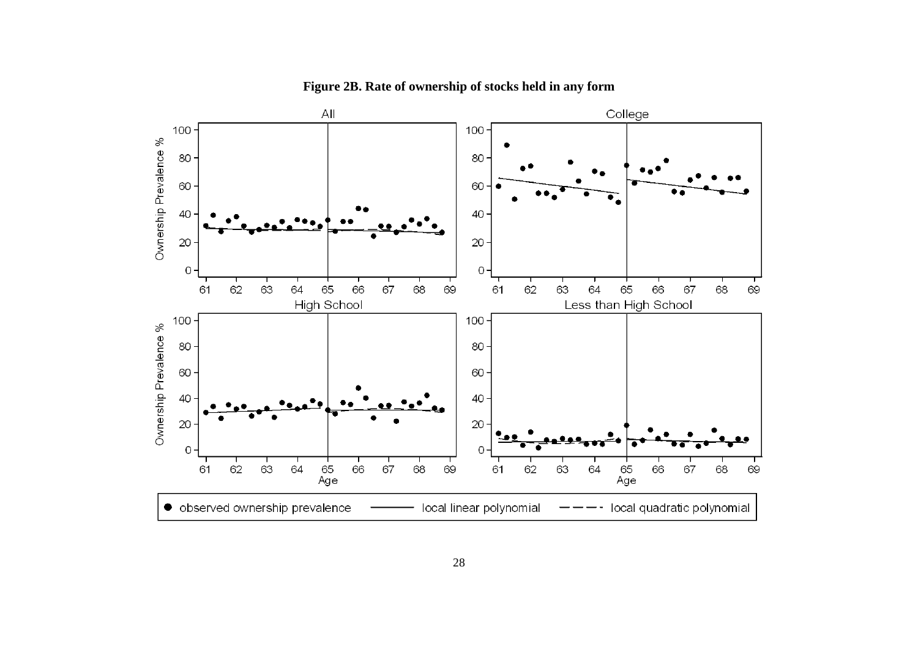**Figure 2B. Rate of ownership of stocks held in any form**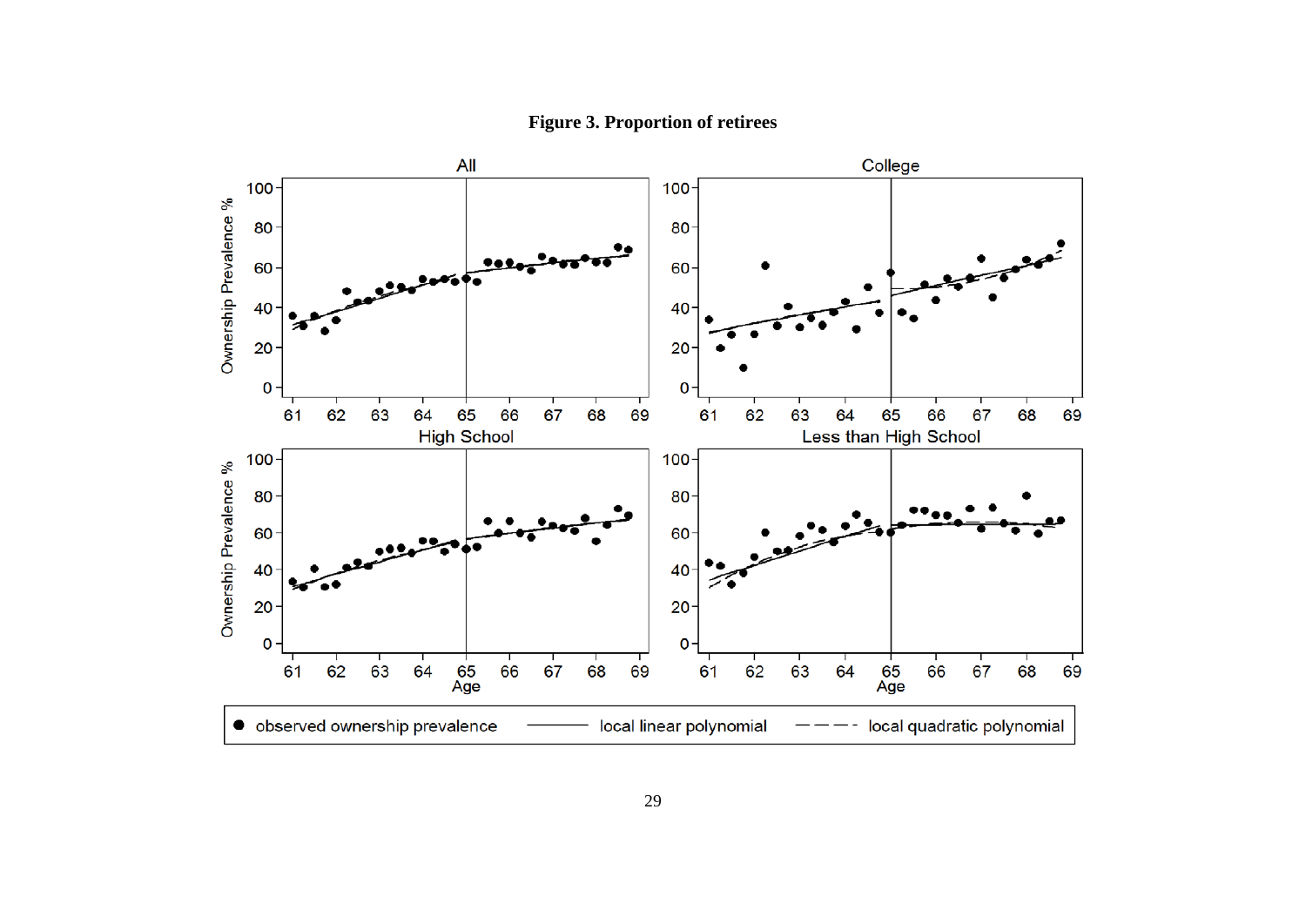**Figure 3. Proportion of retirees**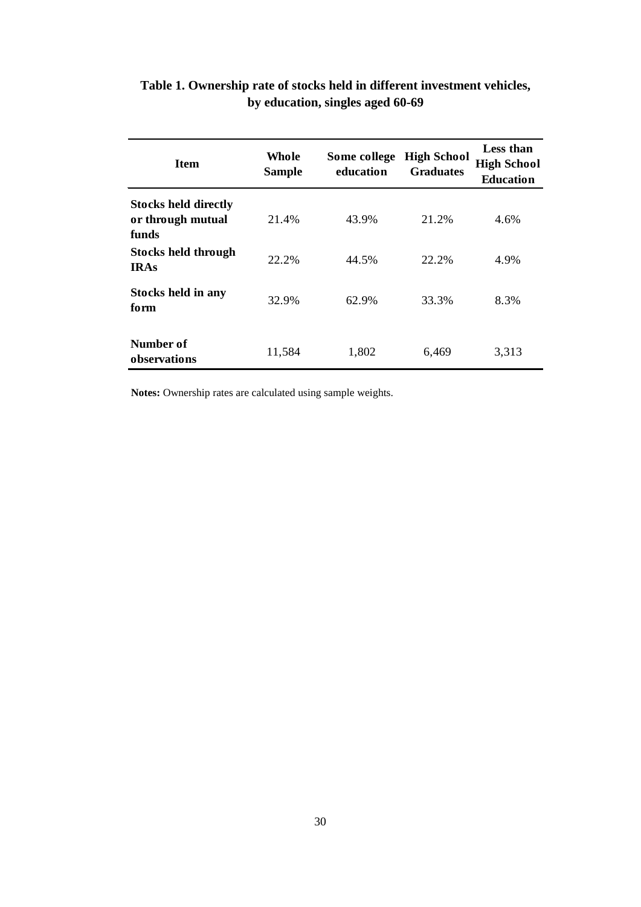**Table 1. Ownership rate of stocks held in different investment vehicles, by education, singles aged 60-69**

| Item | Whole Sample | Some college education | High School Graduates | Less than High School Education |
|---|---|---|---|---|
| **Stocks held directly or through mutual funds** | 21.4% | 43.9% | 21.2% | 4.6% |
| **Stocks held through IRAs** | 22.2% | 44.5% | 22.2% | 4.9% |
| **Stocks held in any form** | 32.9% | 62.9% | 33.3% | 8.3% |
| **Number of observations** | 11,584 | 1,802 | 6,469 | 3,313 |

**Notes:** Ownership rates are calculated using sample weights.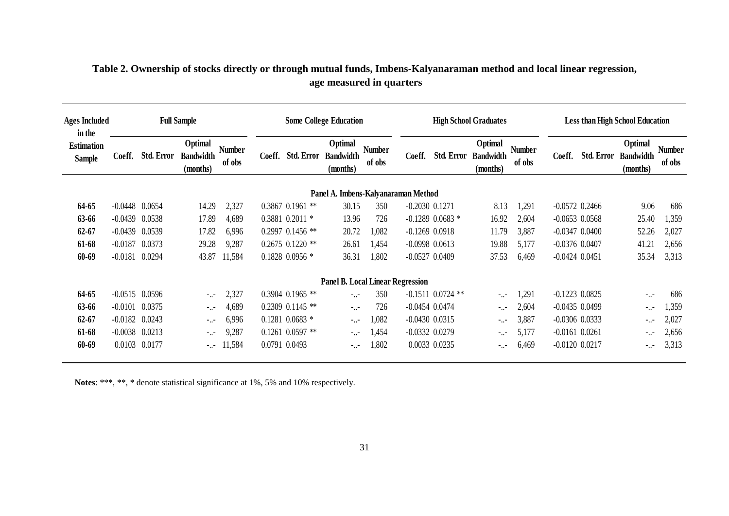**Table 2. Ownership of stocks directly or through mutual funds, Imbens-Kalyanaraman method and local linear regression, age measured in quarters**

| Ages Included in the Estimation Sample | Full Sample | | | | Some College Education | | | | High School Graduates | | | | Less than High School Education | | | |
|---|---|---|---|---|---|---|---|---|---|---|---|---|---|---|---|---|
| | Coeff. | Std. Error | Optimal Bandwidth (months) | Number of obs | Coeff. | Std. Error | Optimal Bandwidth (months) | Number of obs | Coeff. | Std. Error | Optimal Bandwidth (months) | Number of obs | Coeff. | Std. Error | Optimal Bandwidth (months) | Number of obs |
| **Panel A. Imbens-Kalyanaraman Method** | | | | | | | | | | | | | | | | |
| **64-65** | -0.0448 | 0.0654 | 14.29 | 2,327 | 0.3867 | 0.1961 ** | 30.15 | 350 | -0.2030 | 0.1271 | 8.13 | 1,291 | -0.0572 | 0.2466 | 9.06 | 686 |
| **63-66** | -0.0439 | 0.0538 | 17.89 | 4,689 | 0.3881 | 0.2011 * | 13.96 | 726 | -0.1289 | 0.0683 * | 16.92 | 2,604 | -0.0653 | 0.0568 | 25.40 | 1,359 |
| **62-67** | -0.0439 | 0.0539 | 17.82 | 6,996 | 0.2997 | 0.1456 ** | 20.72 | 1,082 | -0.1269 | 0.0918 | 11.79 | 3,887 | -0.0347 | 0.0400 | 52.26 | 2,027 |
| **61-68** | -0.0187 | 0.0373 | 29.28 | 9,287 | 0.2675 | 0.1220 ** | 26.61 | 1,454 | -0.0998 | 0.0613 | 19.88 | 5,177 | -0.0376 | 0.0407 | 41.21 | 2,656 |
| **60-69** | -0.0181 | 0.0294 | 43.87 | 11,584 | 0.1828 | 0.0956 * | 36.31 | 1,802 | -0.0527 | 0.0409 | 37.53 | 6,469 | -0.0424 | 0.0451 | 35.34 | 3,313 |
| **Panel B. Local Linear Regression** | | | | | | | | | | | | | | | | |
| **64-65** | -0.0515 | 0.0596 | -..- | 2,327 | 0.3904 | 0.1965 ** | -..- | 350 | -0.1511 | 0.0724 ** | -..- | 1,291 | -0.1223 | 0.0825 | -..- | 686 |
| **63-66** | -0.0101 | 0.0375 | -..- | 4,689 | 0.2309 | 0.1145 ** | -..- | 726 | -0.0454 | 0.0474 | -..- | 2,604 | -0.0435 | 0.0499 | -..- | 1,359 |
| **62-67** | -0.0182 | 0.0243 | -..- | 6,996 | 0.1281 | 0.0683 * | -..- | 1,082 | -0.0430 | 0.0315 | -..- | 3,887 | -0.0306 | 0.0333 | -..- | 2,027 |
| **61-68** | -0.0038 | 0.0213 | -..- | 9,287 | 0.1261 | 0.0597 ** | -..- | 1,454 | -0.0332 | 0.0279 | -..- | 5,177 | -0.0161 | 0.0261 | -..- | 2,656 |
| **60-69** | 0.0103 | 0.0177 | -..- | 11,584 | 0.0791 | 0.0493 | -..- | 1,802 | 0.0033 | 0.0235 | -..- | 6,469 | -0.0120 | 0.0217 | -..- | 3,313 |

**Notes**: ***, **, * denote statistical significance at 1%, 5% and 10% respectively.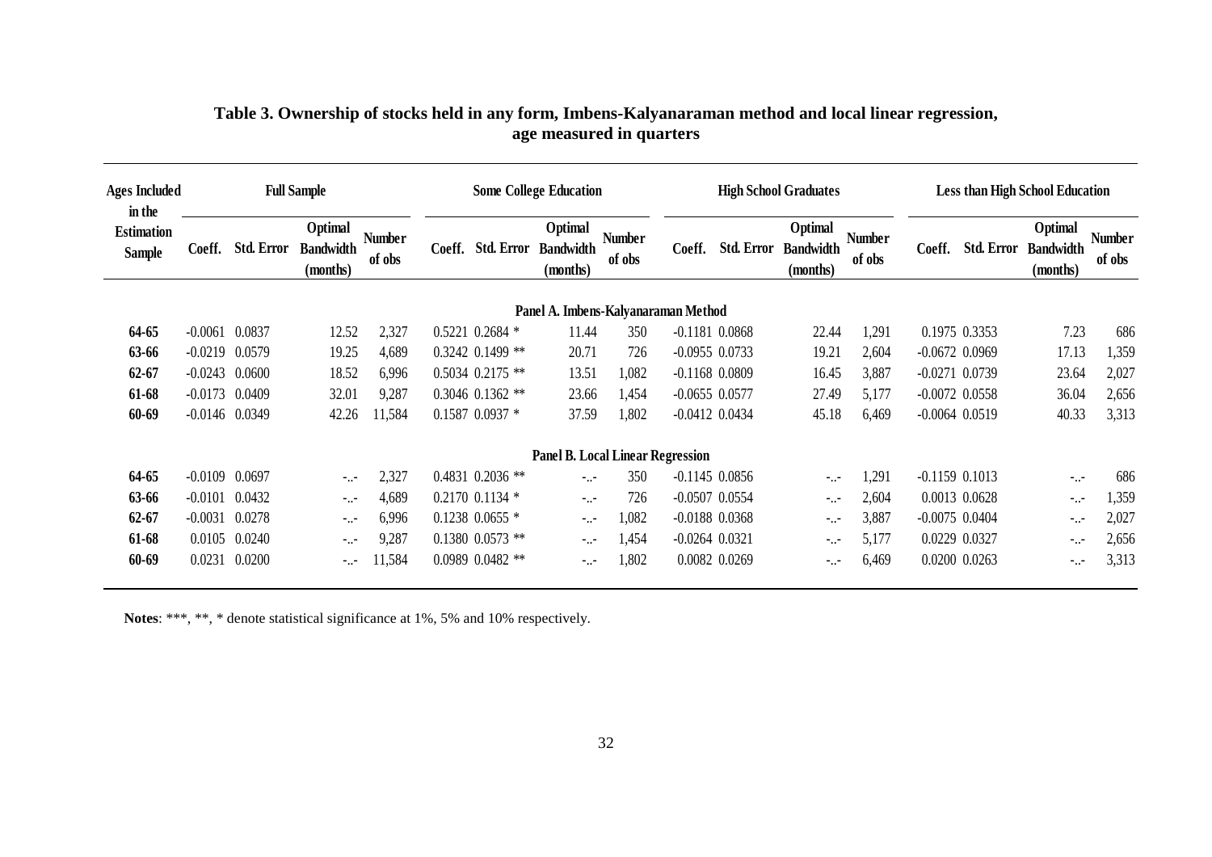# Table 3. Ownership of stocks held in any form, Imbens-Kalyanaraman method and local linear regression, age measured in quarters

| Ages Included in the Estimation Sample | Full Sample | | | | Some College Education | | | | High School Graduates | | | | Less than High School Education | | | |
|---|---|---|---|---|---|---|---|---|---|---|---|---|---|---|---|---|
| | Coeff. | Std. Error | Optimal Bandwidth (months) | Number of obs | Coeff. | Std. Error | Optimal Bandwidth (months) | Number of obs | Coeff. | Std. Error | Optimal Bandwidth (months) | Number of obs | Coeff. | Std. Error | Optimal Bandwidth (months) | Number of obs |
| **Panel A. Imbens-Kalyanaraman Method** | | | | | | | | | | | | | | | | |
| **64-65** | -0.0061 | 0.0837 | 12.52 | 2,327 | 0.5221 | 0.2684 * | 11.44 | 350 | -0.1181 | 0.0868 | 22.44 | 1,291 | 0.1975 | 0.3353 | 7.23 | 686 |
| **63-66** | -0.0219 | 0.0579 | 19.25 | 4,689 | 0.3242 | 0.1499 ** | 20.71 | 726 | -0.0955 | 0.0733 | 19.21 | 2,604 | -0.0672 | 0.0969 | 17.13 | 1,359 |
| **62-67** | -0.0243 | 0.0600 | 18.52 | 6,996 | 0.5034 | 0.2175 ** | 13.51 | 1,082 | -0.1168 | 0.0809 | 16.45 | 3,887 | -0.0271 | 0.0739 | 23.64 | 2,027 |
| **61-68** | -0.0173 | 0.0409 | 32.01 | 9,287 | 0.3046 | 0.1362 ** | 23.66 | 1,454 | -0.0655 | 0.0577 | 27.49 | 5,177 | -0.0072 | 0.0558 | 36.04 | 2,656 |
| **60-69** | -0.0146 | 0.0349 | 42.26 | 11,584 | 0.1587 | 0.0937 * | 37.59 | 1,802 | -0.0412 | 0.0434 | 45.18 | 6,469 | -0.0064 | 0.0519 | 40.33 | 3,313 |
| **Panel B. Local Linear Regression** | | | | | | | | | | | | | | | | |
| **64-65** | -0.0109 | 0.0697 | -..- | 2,327 | 0.4831 | 0.2036 ** | -..- | 350 | -0.1145 | 0.0856 | -..- | 1,291 | -0.1159 | 0.1013 | -..- | 686 |
| **63-66** | -0.0101 | 0.0432 | -..- | 4,689 | 0.2170 | 0.1134 * | -..- | 726 | -0.0507 | 0.0554 | -..- | 2,604 | 0.0013 | 0.0628 | -..- | 1,359 |
| **62-67** | -0.0031 | 0.0278 | -..- | 6,996 | 0.1238 | 0.0655 * | -..- | 1,082 | -0.0188 | 0.0368 | -..- | 3,887 | -0.0075 | 0.0404 | -..- | 2,027 |
| **61-68** | 0.0105 | 0.0240 | -..- | 9,287 | 0.1380 | 0.0573 ** | -..- | 1,454 | -0.0264 | 0.0321 | -..- | 5,177 | 0.0229 | 0.0327 | -..- | 2,656 |
| **60-69** | 0.0231 | 0.0200 | -..- | 11,584 | 0.0989 | 0.0482 ** | -..- | 1,802 | 0.0082 | 0.0269 | -..- | 6,469 | 0.0200 | 0.0263 | -..- | 3,313 |

**Notes**: ***, **, * denote statistical significance at 1%, 5% and 10% respectively.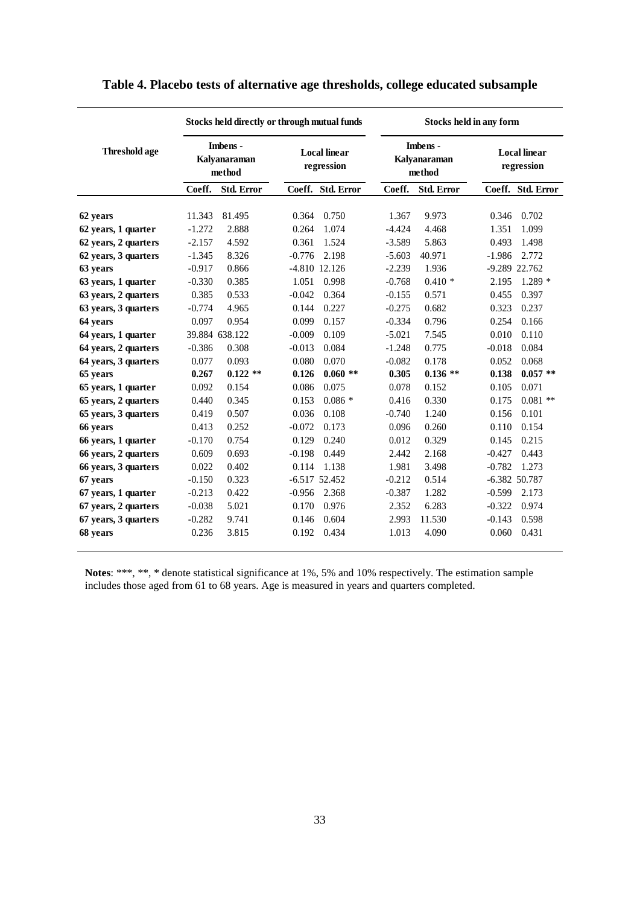# Table 4. Placebo tests of alternative age thresholds, college educated subsample

| Threshold age | Stocks held directly or through mutual funds | | | | Stocks held in any form | | | |
|---|---|---|---|---|---|---|---|---|
| | Imbens - Kalyanaraman method | | Local linear regression | | Imbens - Kalyanaraman method | | Local linear regression | |
| | Coeff. | Std. Error | Coeff. | Std. Error | Coeff. | Std. Error | Coeff. | Std. Error |
| **62 years** | 11.343 | 81.495 | 0.364 | 0.750 | 1.367 | 9.973 | 0.346 | 0.702 |
| **62 years, 1 quarter** | -1.272 | 2.888 | 0.264 | 1.074 | -4.424 | 4.468 | 1.351 | 1.099 |
| **62 years, 2 quarters** | -2.157 | 4.592 | 0.361 | 1.524 | -3.589 | 5.863 | 0.493 | 1.498 |
| **62 years, 3 quarters** | -1.345 | 8.326 | -0.776 | 2.198 | -5.603 | 40.971 | -1.986 | 2.772 |
| **63 years** | -0.917 | 0.866 | -4.810 | 12.126 | -2.239 | 1.936 | -9.289 | 22.762 |
| **63 years, 1 quarter** | -0.330 | 0.385 | 1.051 | 0.998 | -0.768 | 0.410 * | 2.195 | 1.289 * |
| **63 years, 2 quarters** | 0.385 | 0.533 | -0.042 | 0.364 | -0.155 | 0.571 | 0.455 | 0.397 |
| **63 years, 3 quarters** | -0.774 | 4.965 | 0.144 | 0.227 | -0.275 | 0.682 | 0.323 | 0.237 |
| **64 years** | 0.097 | 0.954 | 0.099 | 0.157 | -0.334 | 0.796 | 0.254 | 0.166 |
| **64 years, 1 quarter** | 39.884 | 638.122 | -0.009 | 0.109 | -5.021 | 7.545 | 0.010 | 0.110 |
| **64 years, 2 quarters** | -0.386 | 0.308 | -0.013 | 0.084 | -1.248 | 0.775 | -0.018 | 0.084 |
| **64 years, 3 quarters** | 0.077 | 0.093 | 0.080 | 0.070 | -0.082 | 0.178 | 0.052 | 0.068 |
| **65 years** | **0.267** | **0.122 \*\*** | **0.126** | **0.060 \*\*** | **0.305** | **0.136 \*\*** | **0.138** | **0.057 \*\*** |
| **65 years, 1 quarter** | 0.092 | 0.154 | 0.086 | 0.075 | 0.078 | 0.152 | 0.105 | 0.071 |
| **65 years, 2 quarters** | 0.440 | 0.345 | 0.153 | 0.086 * | 0.416 | 0.330 | 0.175 | 0.081 ** |
| **65 years, 3 quarters** | 0.419 | 0.507 | 0.036 | 0.108 | -0.740 | 1.240 | 0.156 | 0.101 |
| **66 years** | 0.413 | 0.252 | -0.072 | 0.173 | 0.096 | 0.260 | 0.110 | 0.154 |
| **66 years, 1 quarter** | -0.170 | 0.754 | 0.129 | 0.240 | 0.012 | 0.329 | 0.145 | 0.215 |
| **66 years, 2 quarters** | 0.609 | 0.693 | -0.198 | 0.449 | 2.442 | 2.168 | -0.427 | 0.443 |
| **66 years, 3 quarters** | 0.022 | 0.402 | 0.114 | 1.138 | 1.981 | 3.498 | -0.782 | 1.273 |
| **67 years** | -0.150 | 0.323 | -6.517 | 52.452 | -0.212 | 0.514 | -6.382 | 50.787 |
| **67 years, 1 quarter** | -0.213 | 0.422 | -0.956 | 2.368 | -0.387 | 1.282 | -0.599 | 2.173 |
| **67 years, 2 quarters** | -0.038 | 5.021 | 0.170 | 0.976 | 2.352 | 6.283 | -0.322 | 0.974 |
| **67 years, 3 quarters** | -0.282 | 9.741 | 0.146 | 0.604 | 2.993 | 11.530 | -0.143 | 0.598 |
| **68 years** | 0.236 | 3.815 | 0.192 | 0.434 | 1.013 | 4.090 | 0.060 | 0.431 |

**Notes**: ***, **, * denote statistical significance at 1%, 5% and 10% respectively. The estimation sample includes those aged from 61 to 68 years. Age is measured in years and quarters completed.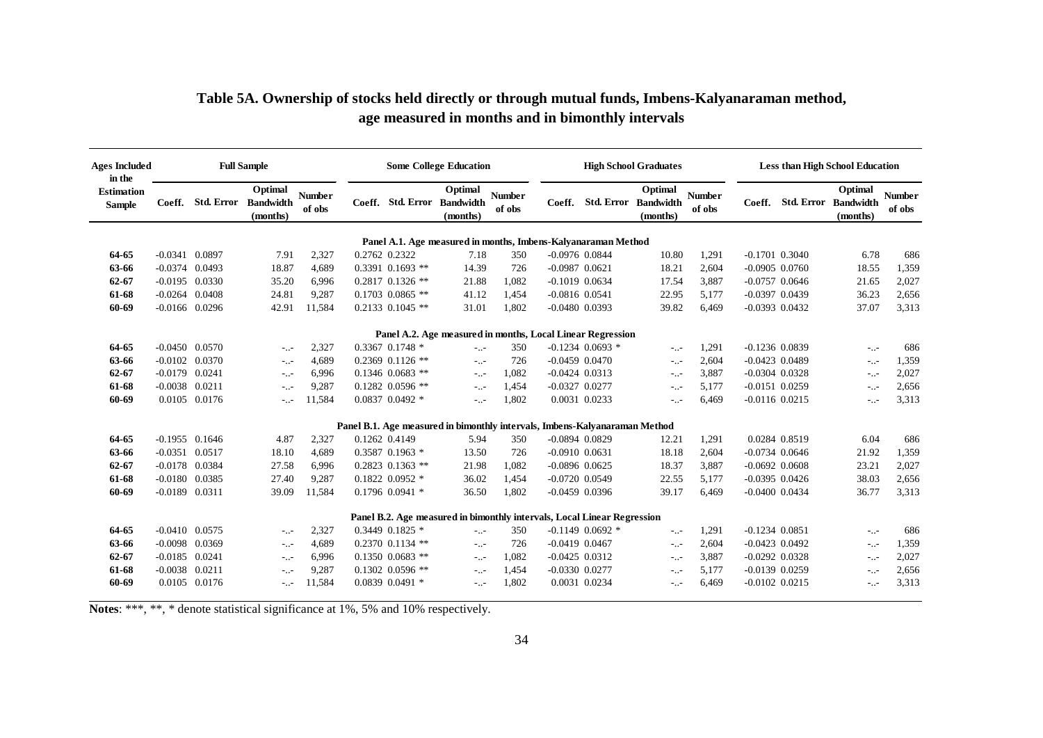## Table 5A. Ownership of stocks held directly or through mutual funds, Imbens-Kalyanaraman method, age measured in months and in bimonthly intervals

| Ages Included in the Estimation Sample | Full Sample | | | | Some College Education | | | | High School Graduates | | | | Less than High School Education | | | |
|---|---|---|---|---|---|---|---|---|---|---|---|---|---|---|---|---|
| | Coeff. | Std. Error | Optimal Bandwidth (months) | Number of obs | Coeff. | Std. Error | Optimal Bandwidth (months) | Number of obs | Coeff. | Std. Error | Optimal Bandwidth (months) | Number of obs | Coeff. | Std. Error | Optimal Bandwidth (months) | Number of obs |
| **Panel A.1. Age measured in months, Imbens-Kalyanaraman Method** | | | | | | | | | | | | | | | | |
| **64-65** | -0.0341 | 0.0897 | 7.91 | 2,327 | 0.2762 | 0.2322 | 7.18 | 350 | -0.0976 | 0.0844 | 10.80 | 1,291 | -0.1701 | 0.3040 | 6.78 | 686 |
| **63-66** | -0.0374 | 0.0493 | 18.87 | 4,689 | 0.3391 | 0.1693 ** | 14.39 | 726 | -0.0987 | 0.0621 | 18.21 | 2,604 | -0.0905 | 0.0760 | 18.55 | 1,359 |
| **62-67** | -0.0195 | 0.0330 | 35.20 | 6,996 | 0.2817 | 0.1326 ** | 21.88 | 1,082 | -0.1019 | 0.0634 | 17.54 | 3,887 | -0.0757 | 0.0646 | 21.65 | 2,027 |
| **61-68** | -0.0264 | 0.0408 | 24.81 | 9,287 | 0.1703 | 0.0865 ** | 41.12 | 1,454 | -0.0816 | 0.0541 | 22.95 | 5,177 | -0.0397 | 0.0439 | 36.23 | 2,656 |
| **60-69** | -0.0166 | 0.0296 | 42.91 | 11,584 | 0.2133 | 0.1045 ** | 31.01 | 1,802 | -0.0480 | 0.0393 | 39.82 | 6,469 | -0.0393 | 0.0432 | 37.07 | 3,313 |
| **Panel A.2. Age measured in months, Local Linear Regression** | | | | | | | | | | | | | | | | |
| **64-65** | -0.0450 | 0.0570 | -..- | 2,327 | 0.3367 | 0.1748 * | -..- | 350 | -0.1234 | 0.0693 * | -..- | 1,291 | -0.1236 | 0.0839 | -..- | 686 |
| **63-66** | -0.0102 | 0.0370 | -..- | 4,689 | 0.2369 | 0.1126 ** | -..- | 726 | -0.0459 | 0.0470 | -..- | 2,604 | -0.0423 | 0.0489 | -..- | 1,359 |
| **62-67** | -0.0179 | 0.0241 | -..- | 6,996 | 0.1346 | 0.0683 ** | -..- | 1,082 | -0.0424 | 0.0313 | -..- | 3,887 | -0.0304 | 0.0328 | -..- | 2,027 |
| **61-68** | -0.0038 | 0.0211 | -..- | 9,287 | 0.1282 | 0.0596 ** | -..- | 1,454 | -0.0327 | 0.0277 | -..- | 5,177 | -0.0151 | 0.0259 | -..- | 2,656 |
| **60-69** | 0.0105 | 0.0176 | -..- | 11,584 | 0.0837 | 0.0492 * | -..- | 1,802 | 0.0031 | 0.0233 | -..- | 6,469 | -0.0116 | 0.0215 | -..- | 3,313 |
| **Panel B.1. Age measured in bimonthly intervals, Imbens-Kalyanaraman Method** | | | | | | | | | | | | | | | | |
| **64-65** | -0.1955 | 0.1646 | 4.87 | 2,327 | 0.1262 | 0.4149 | 5.94 | 350 | -0.0894 | 0.0829 | 12.21 | 1,291 | 0.0284 | 0.8519 | 6.04 | 686 |
| **63-66** | -0.0351 | 0.0517 | 18.10 | 4,689 | 0.3587 | 0.1963 * | 13.50 | 726 | -0.0910 | 0.0631 | 18.18 | 2,604 | -0.0734 | 0.0646 | 21.92 | 1,359 |
| **62-67** | -0.0178 | 0.0384 | 27.58 | 6,996 | 0.2823 | 0.1363 ** | 21.98 | 1,082 | -0.0896 | 0.0625 | 18.37 | 3,887 | -0.0692 | 0.0608 | 23.21 | 2,027 |
| **61-68** | -0.0180 | 0.0385 | 27.40 | 9,287 | 0.1822 | 0.0952 * | 36.02 | 1,454 | -0.0720 | 0.0549 | 22.55 | 5,177 | -0.0395 | 0.0426 | 38.03 | 2,656 |
| **60-69** | -0.0189 | 0.0311 | 39.09 | 11,584 | 0.1796 | 0.0941 * | 36.50 | 1,802 | -0.0459 | 0.0396 | 39.17 | 6,469 | -0.0400 | 0.0434 | 36.77 | 3,313 |
| **Panel B.2. Age measured in bimonthly intervals, Local Linear Regression** | | | | | | | | | | | | | | | | |
| **64-65** | -0.0410 | 0.0575 | -..- | 2,327 | 0.3449 | 0.1825 * | -..- | 350 | -0.1149 | 0.0692 * | -..- | 1,291 | -0.1234 | 0.0851 | -..- | 686 |
| **63-66** | -0.0098 | 0.0369 | -..- | 4,689 | 0.2370 | 0.1134 ** | -..- | 726 | -0.0419 | 0.0467 | -..- | 2,604 | -0.0423 | 0.0492 | -..- | 1,359 |
| **62-67** | -0.0185 | 0.0241 | -..- | 6,996 | 0.1350 | 0.0683 ** | -..- | 1,082 | -0.0425 | 0.0312 | -..- | 3,887 | -0.0292 | 0.0328 | -..- | 2,027 |
| **61-68** | -0.0038 | 0.0211 | -..- | 9,287 | 0.1302 | 0.0596 ** | -..- | 1,454 | -0.0330 | 0.0277 | -..- | 5,177 | -0.0139 | 0.0259 | -..- | 2,656 |
| **60-69** | 0.0105 | 0.0176 | -..- | 11,584 | 0.0839 | 0.0491 * | -..- | 1,802 | 0.0031 | 0.0234 | -..- | 6,469 | -0.0102 | 0.0215 | -..- | 3,313 |

**Notes**: ***, **, * denote statistical significance at 1%, 5% and 10% respectively.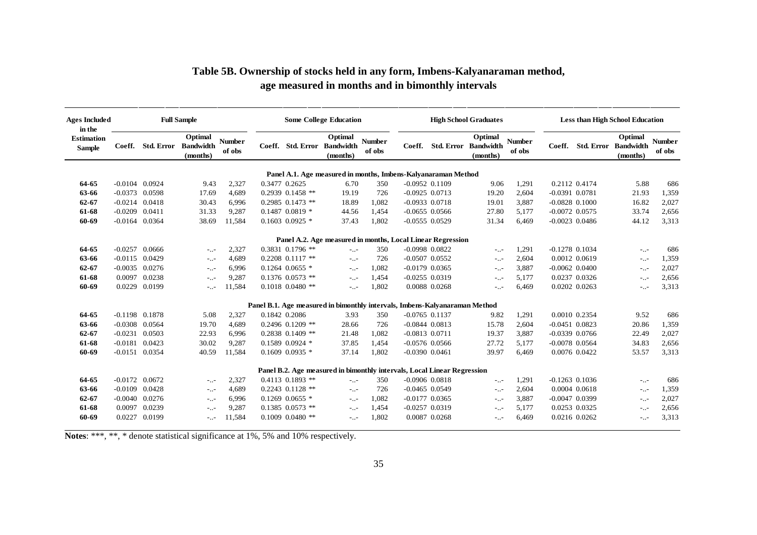# Table 5B. Ownership of stocks held in any form, Imbens-Kalyanaraman method, age measured in months and in bimonthly intervals

| Ages Included in the Estimation Sample | Full Sample | | | | Some College Education | | | | High School Graduates | | | | Less than High School Education | | | |
|---|---|---|---|---|---|---|---|---|---|---|---|---|---|---|---|---|
| | Coeff. | Std. Error | Optimal Bandwidth (months) | Number of obs | Coeff. | Std. Error | Optimal Bandwidth (months) | Number of obs | Coeff. | Std. Error | Optimal Bandwidth (months) | Number of obs | Coeff. | Std. Error | Optimal Bandwidth (months) | Number of obs |
| **Panel A.1. Age measured in months, Imbens-Kalyanaraman Method** | | | | | | | | | | | | | | | | |
| **64-65** | -0.0104 | 0.0924 | 9.43 | 2,327 | 0.3477 | 0.2625 | 6.70 | 350 | -0.0952 | 0.1109 | 9.06 | 1,291 | 0.2112 | 0.4174 | 5.88 | 686 |
| **63-66** | -0.0373 | 0.0598 | 17.69 | 4,689 | 0.2939 | 0.1458 ** | 19.19 | 726 | -0.0925 | 0.0713 | 19.20 | 2,604 | -0.0391 | 0.0781 | 21.93 | 1,359 |
| **62-67** | -0.0214 | 0.0418 | 30.43 | 6,996 | 0.2985 | 0.1473 ** | 18.89 | 1,082 | -0.0933 | 0.0718 | 19.01 | 3,887 | -0.0828 | 0.1000 | 16.82 | 2,027 |
| **61-68** | -0.0209 | 0.0411 | 31.33 | 9,287 | 0.1487 | 0.0819 * | 44.56 | 1,454 | -0.0655 | 0.0566 | 27.80 | 5,177 | -0.0072 | 0.0575 | 33.74 | 2,656 |
| **60-69** | -0.0164 | 0.0364 | 38.69 | 11,584 | 0.1603 | 0.0925 * | 37.43 | 1,802 | -0.0555 | 0.0529 | 31.34 | 6,469 | -0.0023 | 0.0486 | 44.12 | 3,313 |
| **Panel A.2. Age measured in months, Local Linear Regression** | | | | | | | | | | | | | | | | |
| **64-65** | -0.0257 | 0.0666 | -..- | 2,327 | 0.3831 | 0.1796 ** | -..- | 350 | -0.0998 | 0.0822 | -..- | 1,291 | -0.1278 | 0.1034 | -..- | 686 |
| **63-66** | -0.0115 | 0.0429 | -..- | 4,689 | 0.2208 | 0.1117 ** | -..- | 726 | -0.0507 | 0.0552 | -..- | 2,604 | 0.0012 | 0.0619 | -..- | 1,359 |
| **62-67** | -0.0035 | 0.0276 | -..- | 6,996 | 0.1264 | 0.0655 * | -..- | 1,082 | -0.0179 | 0.0365 | -..- | 3,887 | -0.0062 | 0.0400 | -..- | 2,027 |
| **61-68** | 0.0097 | 0.0238 | -..- | 9,287 | 0.1376 | 0.0573 ** | -..- | 1,454 | -0.0255 | 0.0319 | -..- | 5,177 | 0.0237 | 0.0326 | -..- | 2,656 |
| **60-69** | 0.0229 | 0.0199 | -..- | 11,584 | 0.1018 | 0.0480 ** | -..- | 1,802 | 0.0088 | 0.0268 | -..- | 6,469 | 0.0202 | 0.0263 | -..- | 3,313 |
| **Panel B.1. Age measured in bimonthly intervals, Imbens-Kalyanaraman Method** | | | | | | | | | | | | | | | | |
| **64-65** | -0.1198 | 0.1878 | 5.08 | 2,327 | 0.1842 | 0.2086 | 3.93 | 350 | -0.0765 | 0.1137 | 9.82 | 1,291 | 0.0010 | 0.2354 | 9.52 | 686 |
| **63-66** | -0.0308 | 0.0564 | 19.70 | 4,689 | 0.2496 | 0.1209 ** | 28.66 | 726 | -0.0844 | 0.0813 | 15.78 | 2,604 | -0.0451 | 0.0823 | 20.86 | 1,359 |
| **62-67** | -0.0231 | 0.0503 | 22.93 | 6,996 | 0.2838 | 0.1409 ** | 21.48 | 1,082 | -0.0813 | 0.0711 | 19.37 | 3,887 | -0.0339 | 0.0766 | 22.49 | 2,027 |
| **61-68** | -0.0181 | 0.0423 | 30.02 | 9,287 | 0.1589 | 0.0924 * | 37.85 | 1,454 | -0.0576 | 0.0566 | 27.72 | 5,177 | -0.0078 | 0.0564 | 34.83 | 2,656 |
| **60-69** | -0.0151 | 0.0354 | 40.59 | 11,584 | 0.1609 | 0.0935 * | 37.14 | 1,802 | -0.0390 | 0.0461 | 39.97 | 6,469 | 0.0076 | 0.0422 | 53.57 | 3,313 |
| **Panel B.2. Age measured in bimonthly intervals, Local Linear Regression** | | | | | | | | | | | | | | | | |
| **64-65** | -0.0172 | 0.0672 | -..- | 2,327 | 0.4113 | 0.1893 ** | -..- | 350 | -0.0906 | 0.0818 | -..- | 1,291 | -0.1263 | 0.1036 | -..- | 686 |
| **63-66** | -0.0109 | 0.0428 | -..- | 4,689 | 0.2243 | 0.1128 ** | -..- | 726 | -0.0465 | 0.0549 | -..- | 2,604 | 0.0004 | 0.0618 | -..- | 1,359 |
| **62-67** | -0.0040 | 0.0276 | -..- | 6,996 | 0.1269 | 0.0655 * | -..- | 1,082 | -0.0177 | 0.0365 | -..- | 3,887 | -0.0047 | 0.0399 | -..- | 2,027 |
| **61-68** | 0.0097 | 0.0239 | -..- | 9,287 | 0.1385 | 0.0573 ** | -..- | 1,454 | -0.0257 | 0.0319 | -..- | 5,177 | 0.0253 | 0.0325 | -..- | 2,656 |
| **60-69** | 0.0227 | 0.0199 | -..- | 11,584 | 0.1009 | 0.0480 ** | -..- | 1,802 | 0.0087 | 0.0268 | -..- | 6,469 | 0.0216 | 0.0262 | -..- | 3,313 |

**Notes**: ***, **, * denote statistical significance at 1%, 5% and 10% respectively.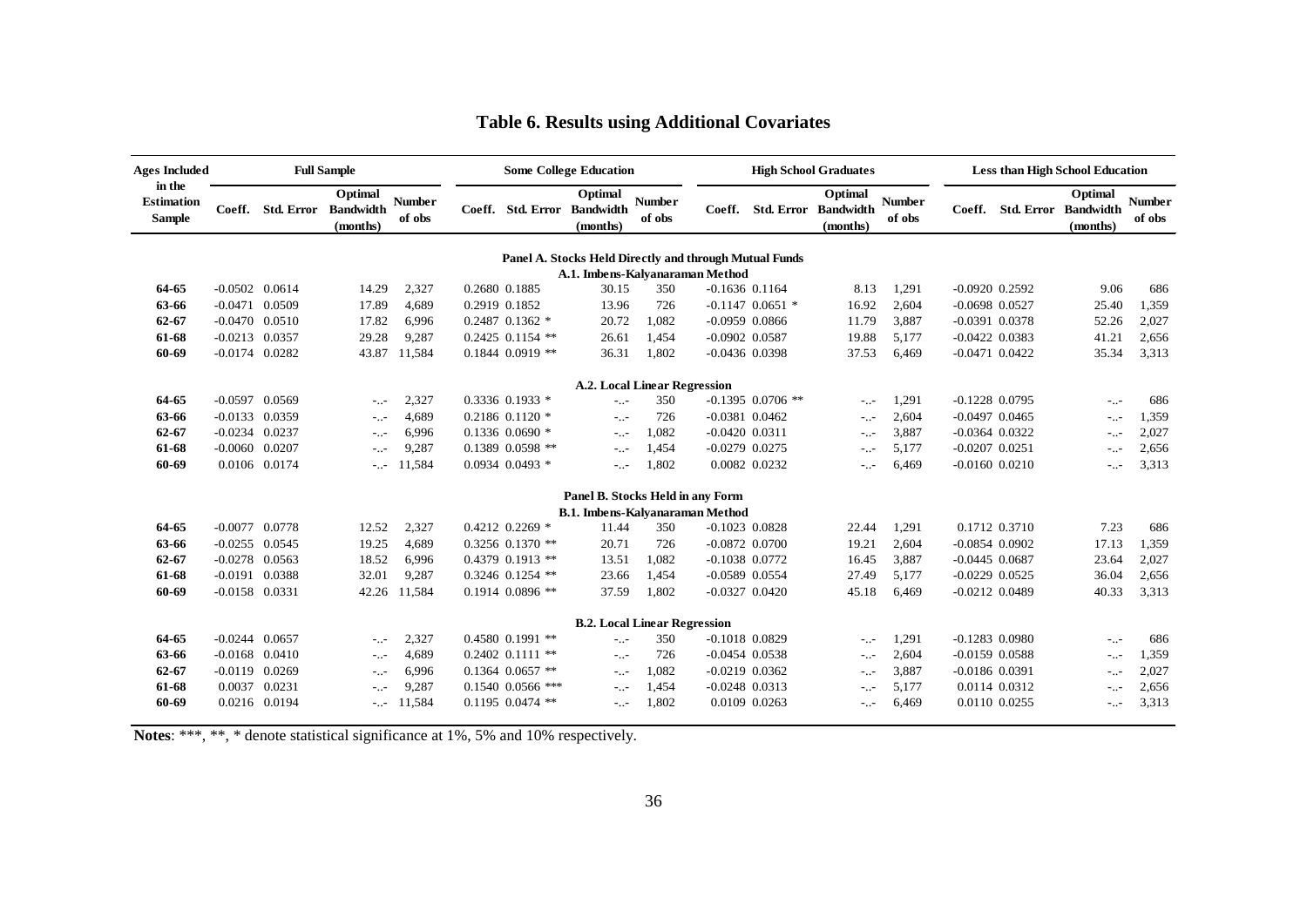# Table 6. Results using Additional Covariates

| Ages Included in the Estimation Sample | Full Sample | | | | Some College Education | | | | High School Graduates | | | | Less than High School Education | | | |
|---|---|---|---|---|---|---|---|---|---|---|---|---|---|---|---|---|
| | Coeff. | Std. Error | Optimal Bandwidth (months) | Number of obs | Coeff. | Std. Error | Optimal Bandwidth (months) | Number of obs | Coeff. | Std. Error | Optimal Bandwidth (months) | Number of obs | Coeff. | Std. Error | Optimal Bandwidth (months) | Number of obs |
| **Panel A. Stocks Held Directly and through Mutual Funds** | | | | | | | | | | | | | | | | |
| **A.1. Imbens-Kalyanaraman Method** | | | | | | | | | | | | | | | | |
| 64-65 | -0.0502 | 0.0614 | 14.29 | 2,327 | 0.2680 | 0.1885 | 30.15 | 350 | -0.1636 | 0.1164 | 8.13 | 1,291 | -0.0920 | 0.2592 | 9.06 | 686 |
| 63-66 | -0.0471 | 0.0509 | 17.89 | 4,689 | 0.2919 | 0.1852 | 13.96 | 726 | -0.1147 | 0.0651 * | 16.92 | 2,604 | -0.0698 | 0.0527 | 25.40 | 1,359 |
| 62-67 | -0.0470 | 0.0510 | 17.82 | 6,996 | 0.2487 | 0.1362 * | 20.72 | 1,082 | -0.0959 | 0.0866 | 11.79 | 3,887 | -0.0391 | 0.0378 | 52.26 | 2,027 |
| 61-68 | -0.0213 | 0.0357 | 29.28 | 9,287 | 0.2425 | 0.1154 ** | 26.61 | 1,454 | -0.0902 | 0.0587 | 19.88 | 5,177 | -0.0422 | 0.0383 | 41.21 | 2,656 |
| 60-69 | -0.0174 | 0.0282 | 43.87 | 11,584 | 0.1844 | 0.0919 ** | 36.31 | 1,802 | -0.0436 | 0.0398 | 37.53 | 6,469 | -0.0471 | 0.0422 | 35.34 | 3,313 |
| **A.2. Local Linear Regression** | | | | | | | | | | | | | | | | |
| 64-65 | -0.0597 | 0.0569 | -.,- | 2,327 | 0.3336 | 0.1933 * | -.,- | 350 | -0.1395 | 0.0706 ** | -.,- | 1,291 | -0.1228 | 0.0795 | -.,- | 686 |
| 63-66 | -0.0133 | 0.0359 | -.,- | 4,689 | 0.2186 | 0.1120 * | -.,- | 726 | -0.0381 | 0.0462 | -.,- | 2,604 | -0.0497 | 0.0465 | -.,- | 1,359 |
| 62-67 | -0.0234 | 0.0237 | -.,- | 6,996 | 0.1336 | 0.0690 * | -.,- | 1,082 | -0.0420 | 0.0311 | -.,- | 3,887 | -0.0364 | 0.0322 | -.,- | 2,027 |
| 61-68 | -0.0060 | 0.0207 | -.,- | 9,287 | 0.1389 | 0.0598 ** | -.,- | 1,454 | -0.0279 | 0.0275 | -.,- | 5,177 | -0.0207 | 0.0251 | -.,- | 2,656 |
| 60-69 | 0.0106 | 0.0174 | -.,- | 11,584 | 0.0934 | 0.0493 * | -.,- | 1,802 | 0.0082 | 0.0232 | -.,- | 6,469 | -0.0160 | 0.0210 | -.,- | 3,313 |
| **Panel B. Stocks Held in any Form** | | | | | | | | | | | | | | | | |
| **B.1. Imbens-Kalyanaraman Method** | | | | | | | | | | | | | | | | |
| 64-65 | -0.0077 | 0.0778 | 12.52 | 2,327 | 0.4212 | 0.2269 * | 11.44 | 350 | -0.1023 | 0.0828 | 22.44 | 1,291 | 0.1712 | 0.3710 | 7.23 | 686 |
| 63-66 | -0.0255 | 0.0545 | 19.25 | 4,689 | 0.3256 | 0.1370 ** | 20.71 | 726 | -0.0872 | 0.0700 | 19.21 | 2,604 | -0.0854 | 0.0902 | 17.13 | 1,359 |
| 62-67 | -0.0278 | 0.0563 | 18.52 | 6,996 | 0.4379 | 0.1913 ** | 13.51 | 1,082 | -0.1038 | 0.0772 | 16.45 | 3,887 | -0.0445 | 0.0687 | 23.64 | 2,027 |
| 61-68 | -0.0191 | 0.0388 | 32.01 | 9,287 | 0.3246 | 0.1254 ** | 23.66 | 1,454 | -0.0589 | 0.0554 | 27.49 | 5,177 | -0.0229 | 0.0525 | 36.04 | 2,656 |
| 60-69 | -0.0158 | 0.0331 | 42.26 | 11,584 | 0.1914 | 0.0896 ** | 37.59 | 1,802 | -0.0327 | 0.0420 | 45.18 | 6,469 | -0.0212 | 0.0489 | 40.33 | 3,313 |
| **B.2. Local Linear Regression** | | | | | | | | | | | | | | | | |
| 64-65 | -0.0244 | 0.0657 | -.,- | 2,327 | 0.4580 | 0.1991 ** | -.,- | 350 | -0.1018 | 0.0829 | -.,- | 1,291 | -0.1283 | 0.0980 | -.,- | 686 |
| 63-66 | -0.0168 | 0.0410 | -.,- | 4,689 | 0.2402 | 0.1111 ** | -.,- | 726 | -0.0454 | 0.0538 | -.,- | 2,604 | -0.0159 | 0.0588 | -.,- | 1,359 |
| 62-67 | -0.0119 | 0.0269 | -.,- | 6,996 | 0.1364 | 0.0657 ** | -.,- | 1,082 | -0.0219 | 0.0362 | -.,- | 3,887 | -0.0186 | 0.0391 | -.,- | 2,027 |
| 61-68 | 0.0037 | 0.0231 | -.,- | 9,287 | 0.1540 | 0.0566 *** | -.,- | 1,454 | -0.0248 | 0.0313 | -.,- | 5,177 | 0.0114 | 0.0312 | -.,- | 2,656 |
| 60-69 | 0.0216 | 0.0194 | -.,- | 11,584 | 0.1195 | 0.0474 ** | -.,- | 1,802 | 0.0109 | 0.0263 | -.,- | 6,469 | 0.0110 | 0.0255 | -.,- | 3,313 |

**Notes**: ***, **, * denote statistical significance at 1%, 5% and 10% respectively.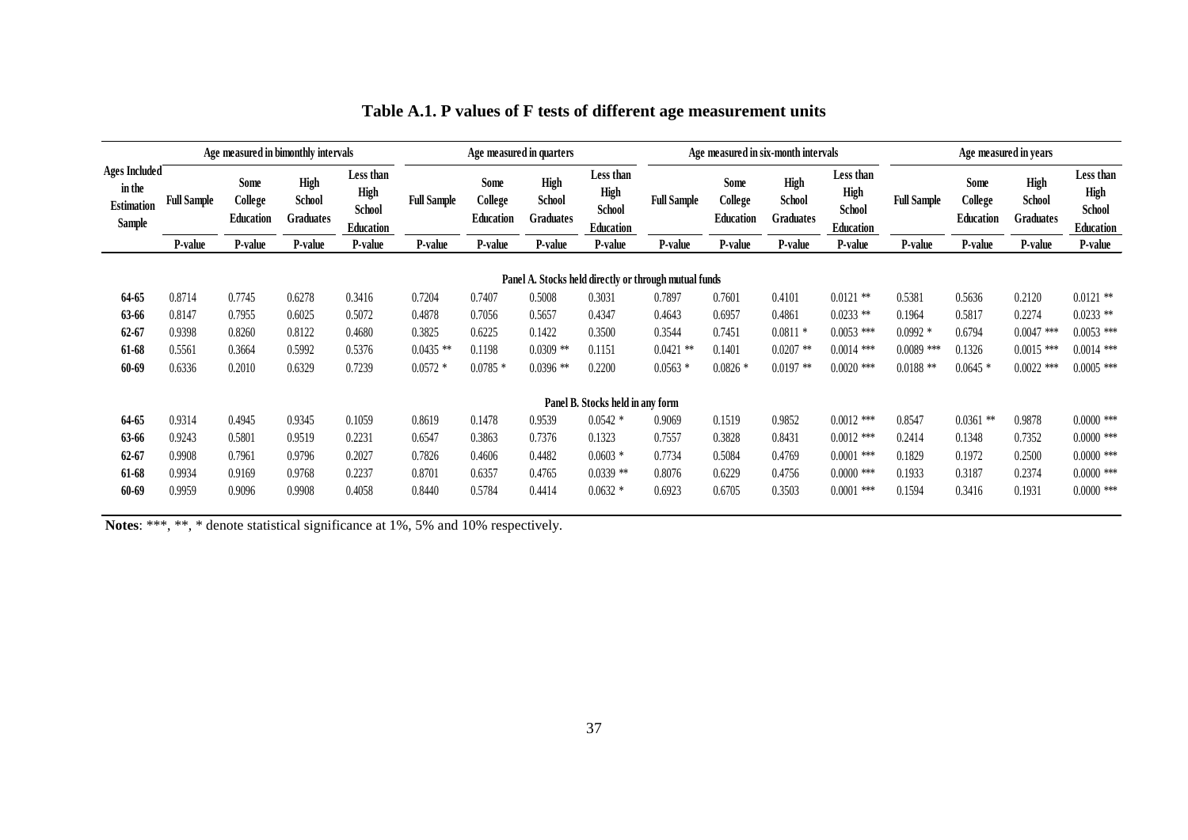# Table A.1. P values of F tests of different age measurement units

| Ages Included in the Estimation Sample | Age measured in bimonthly intervals | | | | Age measured in quarters | | | | Age measured in six-month intervals | | | | Age measured in years | | | |
|---|---|---|---|---|---|---|---|---|---|---|---|---|---|---|---|---|
| | Full Sample | Some College Education | High School Graduates | Less than High School Education | Full Sample | Some College Education | High School Graduates | Less than High School Education | Full Sample | Some College Education | High School Graduates | Less than High School Education | Full Sample | Some College Education | High School Graduates | Less than High School Education |
| | P-value | P-value | P-value | P-value | P-value | P-value | P-value | P-value | P-value | P-value | P-value | P-value | P-value | P-value | P-value | P-value |
| **Panel A. Stocks held directly or through mutual funds** | | | | | | | | | | | | | | | | |
| **64-65** | 0.8714 | 0.7745 | 0.6278 | 0.3416 | 0.7204 | 0.7407 | 0.5008 | 0.3031 | 0.7897 | 0.7601 | 0.4101 | 0.0121 ** | 0.5381 | 0.5636 | 0.2120 | 0.0121 ** |
| **63-66** | 0.8147 | 0.7955 | 0.6025 | 0.5072 | 0.4878 | 0.7056 | 0.5657 | 0.4347 | 0.4643 | 0.6957 | 0.4861 | 0.0233 ** | 0.1964 | 0.5817 | 0.2274 | 0.0233 ** |
| **62-67** | 0.9398 | 0.8260 | 0.8122 | 0.4680 | 0.3825 | 0.6225 | 0.1422 | 0.3500 | 0.3544 | 0.7451 | 0.0811 * | 0.0053 *** | 0.0992 * | 0.6794 | 0.0047 *** | 0.0053 *** |
| **61-68** | 0.5561 | 0.3664 | 0.5992 | 0.5376 | 0.0435 ** | 0.1198 | 0.0309 ** | 0.1151 | 0.0421 ** | 0.1401 | 0.0207 ** | 0.0014 *** | 0.0089 *** | 0.1326 | 0.0015 *** | 0.0014 *** |
| **60-69** | 0.6336 | 0.2010 | 0.6329 | 0.7239 | 0.0572 * | 0.0785 * | 0.0396 ** | 0.2200 | 0.0563 * | 0.0826 * | 0.0197 ** | 0.0020 *** | 0.0188 ** | 0.0645 * | 0.0022 *** | 0.0005 *** |
| **Panel B. Stocks held in any form** | | | | | | | | | | | | | | | | |
| **64-65** | 0.9314 | 0.4945 | 0.9345 | 0.1059 | 0.8619 | 0.1478 | 0.9539 | 0.0542 * | 0.9069 | 0.1519 | 0.9852 | 0.0012 *** | 0.8547 | 0.0361 ** | 0.9878 | 0.0000 *** |
| **63-66** | 0.9243 | 0.5801 | 0.9519 | 0.2231 | 0.6547 | 0.3863 | 0.7376 | 0.1323 | 0.7557 | 0.3828 | 0.8431 | 0.0012 *** | 0.2414 | 0.1348 | 0.7352 | 0.0000 *** |
| **62-67** | 0.9908 | 0.7961 | 0.9796 | 0.2027 | 0.7826 | 0.4606 | 0.4482 | 0.0603 * | 0.7734 | 0.5084 | 0.4769 | 0.0001 *** | 0.1829 | 0.1972 | 0.2500 | 0.0000 *** |
| **61-68** | 0.9934 | 0.9169 | 0.9768 | 0.2237 | 0.8701 | 0.6357 | 0.4765 | 0.0339 ** | 0.8076 | 0.6229 | 0.4756 | 0.0000 *** | 0.1933 | 0.3187 | 0.2374 | 0.0000 *** |
| **60-69** | 0.9959 | 0.9096 | 0.9908 | 0.4058 | 0.8440 | 0.5784 | 0.4414 | 0.0632 * | 0.6923 | 0.6705 | 0.3503 | 0.0001 *** | 0.1594 | 0.3416 | 0.1931 | 0.0000 *** |

**Notes**: ***, **, * denote statistical significance at 1%, 5% and 10% respectively.